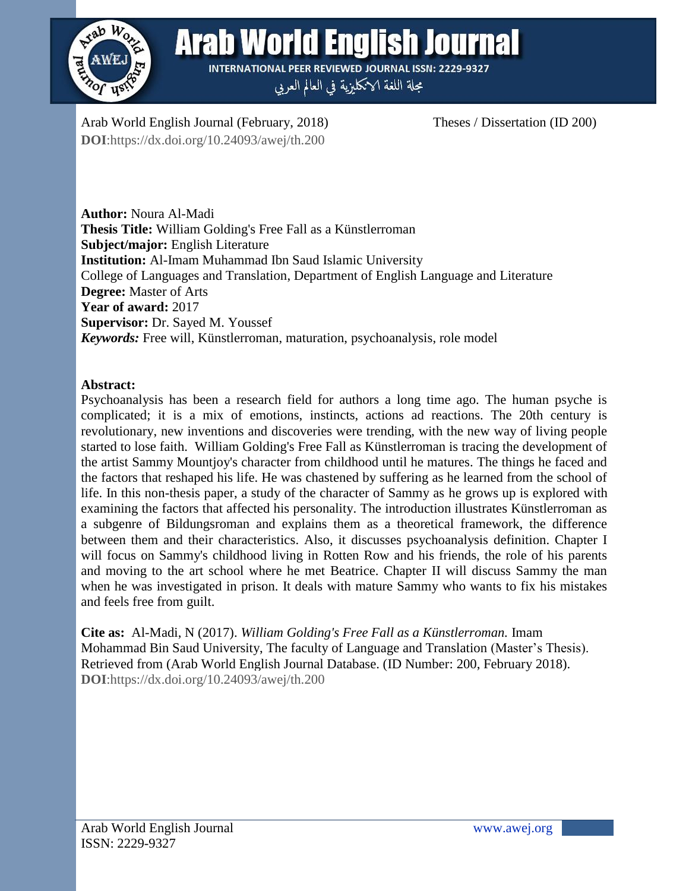Arab World English Journal (February, 2018) Theses / Dissertation (ID 200)
**DOI**:https://dx.doi.org/10.24093/awej/th.200

**Author:** Noura Al-Madi
**Thesis Title:** William Golding's Free Fall as a Künstlerroman
**Subject/major:** English Literature
**Institution:** Al-Imam Muhammad Ibn Saud Islamic University
College of Languages and Translation, Department of English Language and Literature
**Degree:** Master of Arts
**Year of award:** 2017
**Supervisor:** Dr. Sayed M. Youssef
***Keywords:*** Free will, Künstlerroman, maturation, psychoanalysis, role model

**Abstract:**
Psychoanalysis has been a research field for authors a long time ago. The human psyche is complicated; it is a mix of emotions, instincts, actions ad reactions. The 20th century is revolutionary, new inventions and discoveries were trending, with the new way of living people started to lose faith. William Golding's Free Fall as Künstlerroman is tracing the development of the artist Sammy Mountjoy's character from childhood until he matures. The things he faced and the factors that reshaped his life. He was chastened by suffering as he learned from the school of life. In this non-thesis paper, a study of the character of Sammy as he grows up is explored with examining the factors that affected his personality. The introduction illustrates Künstlerroman as a subgenre of Bildungsroman and explains them as a theoretical framework, the difference between them and their characteristics. Also, it discusses psychoanalysis definition. Chapter I will focus on Sammy's childhood living in Rotten Row and his friends, the role of his parents and moving to the art school where he met Beatrice. Chapter II will discuss Sammy the man when he was investigated in prison. It deals with mature Sammy who wants to fix his mistakes and feels free from guilt.

**Cite as:** Al-Madi, N (2017). *William Golding's Free Fall as a Künstlerroman.* Imam Mohammad Bin Saud University, The faculty of Language and Translation (Master's Thesis). Retrieved from (Arab World English Journal Database. (ID Number: 200, February 2018).
**DOI**:https://dx.doi.org/10.24093/awej/th.200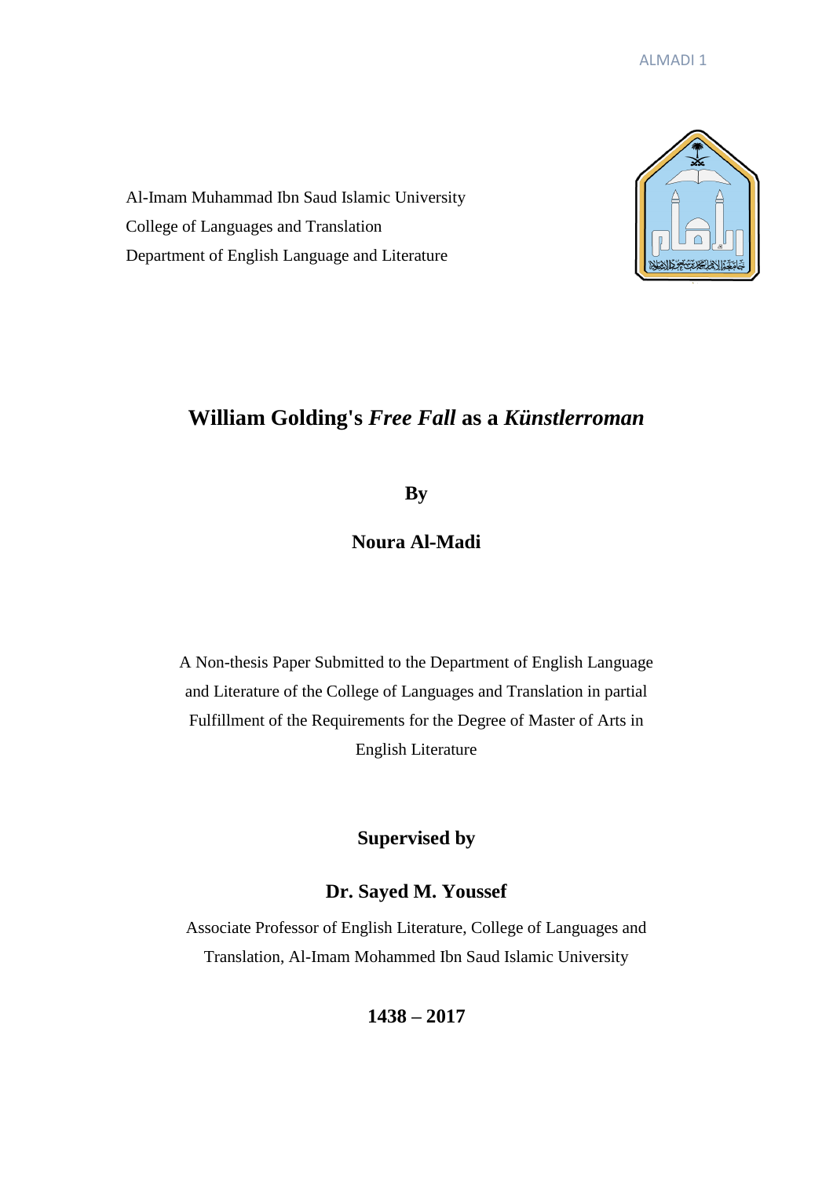Al-Imam Muhammad Ibn Saud Islamic University
College of Languages and Translation
Department of English Language and Literature

# William Golding's *Free Fall* as a *Künstlerroman*

**By**

**Noura Al-Madi**

A Non-thesis Paper Submitted to the Department of English Language and Literature of the College of Languages and Translation in partial Fulfillment of the Requirements for the Degree of Master of Arts in English Literature

**Supervised by**

**Dr. Sayed M. Youssef**

Associate Professor of English Literature, College of Languages and Translation, Al-Imam Mohammed Ibn Saud Islamic University

**1438 – 2017**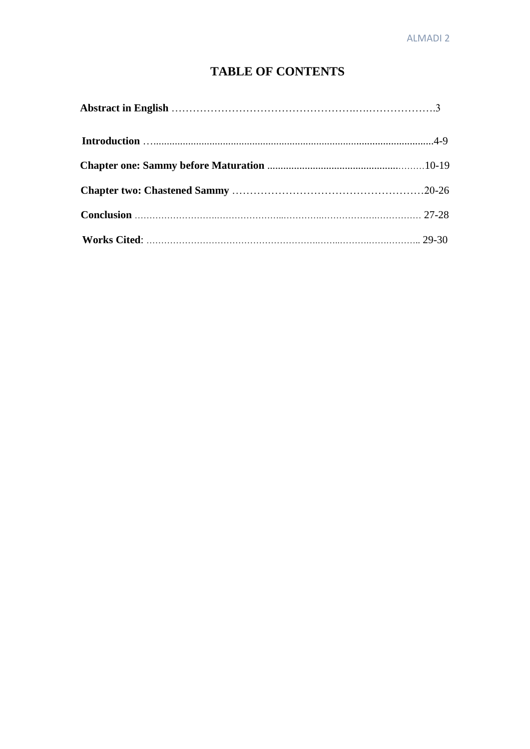# TABLE OF CONTENTS

**Abstract in English** …………………………………………….….…………………3

**Introduction** …..........................................................................................................4-9

**Chapter one: Sammy before Maturation** ..........................................………10-19

**Chapter two: Chastened Sammy** ………………………………………………20-26

**Conclusion** ………………………..………………...………….……………..…………… 27-28

**Works Cited**: ……………………………………………………..…...………..…..……….. 29-30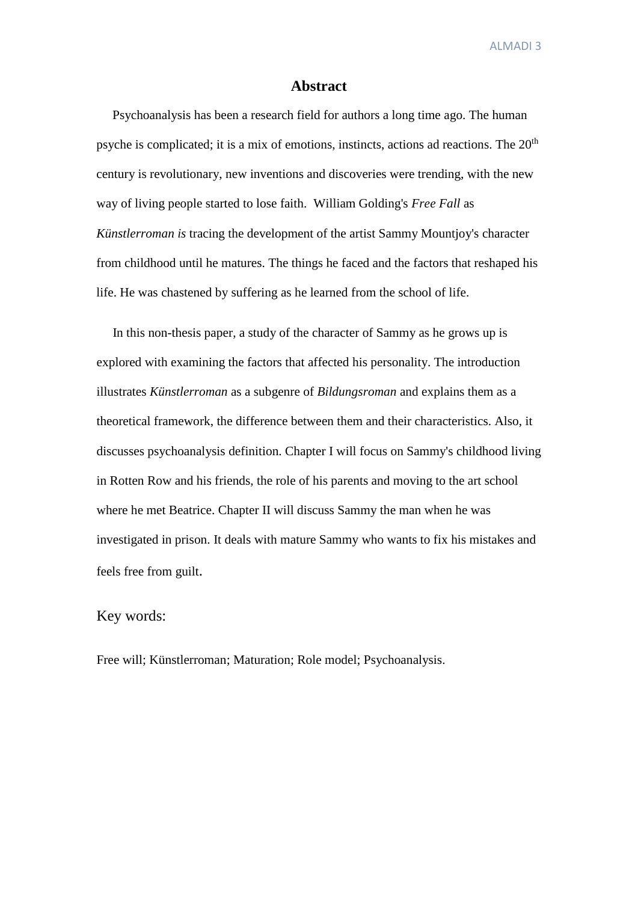# Abstract

Psychoanalysis has been a research field for authors a long time ago. The human psyche is complicated; it is a mix of emotions, instincts, actions ad reactions. The 20th century is revolutionary, new inventions and discoveries were trending, with the new way of living people started to lose faith. William Golding's *Free Fall* as *Künstlerroman is* tracing the development of the artist Sammy Mountjoy's character from childhood until he matures. The things he faced and the factors that reshaped his life. He was chastened by suffering as he learned from the school of life.

In this non-thesis paper, a study of the character of Sammy as he grows up is explored with examining the factors that affected his personality. The introduction illustrates *Künstlerroman* as a subgenre of *Bildungsroman* and explains them as a theoretical framework, the difference between them and their characteristics. Also, it discusses psychoanalysis definition. Chapter I will focus on Sammy's childhood living in Rotten Row and his friends, the role of his parents and moving to the art school where he met Beatrice. Chapter II will discuss Sammy the man when he was investigated in prison. It deals with mature Sammy who wants to fix his mistakes and feels free from guilt.

## Key words:

Free will; Künstlerroman; Maturation; Role model; Psychoanalysis.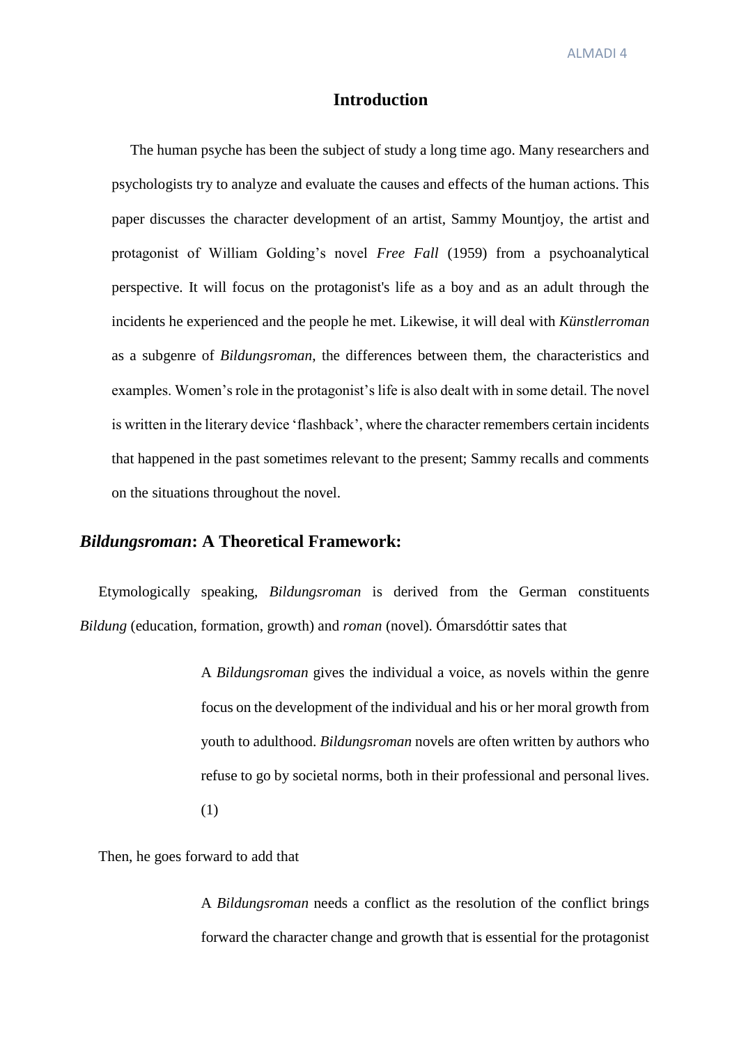## Introduction

The human psyche has been the subject of study a long time ago. Many researchers and psychologists try to analyze and evaluate the causes and effects of the human actions. This paper discusses the character development of an artist, Sammy Mountjoy, the artist and protagonist of William Golding's novel *Free Fall* (1959) from a psychoanalytical perspective. It will focus on the protagonist's life as a boy and as an adult through the incidents he experienced and the people he met. Likewise, it will deal with *Künstlerroman* as a subgenre of *Bildungsroman*, the differences between them, the characteristics and examples. Women's role in the protagonist's life is also dealt with in some detail. The novel is written in the literary device 'flashback', where the character remembers certain incidents that happened in the past sometimes relevant to the present; Sammy recalls and comments on the situations throughout the novel.

## *Bildungsroman*: A Theoretical Framework:

Etymologically speaking, *Bildungsroman* is derived from the German constituents *Bildung* (education, formation, growth) and *roman* (novel). Ómarsdóttir sates that

> A *Bildungsroman* gives the individual a voice, as novels within the genre focus on the development of the individual and his or her moral growth from youth to adulthood. *Bildungsroman* novels are often written by authors who refuse to go by societal norms, both in their professional and personal lives. (1)

Then, he goes forward to add that

> A *Bildungsroman* needs a conflict as the resolution of the conflict brings forward the character change and growth that is essential for the protagonist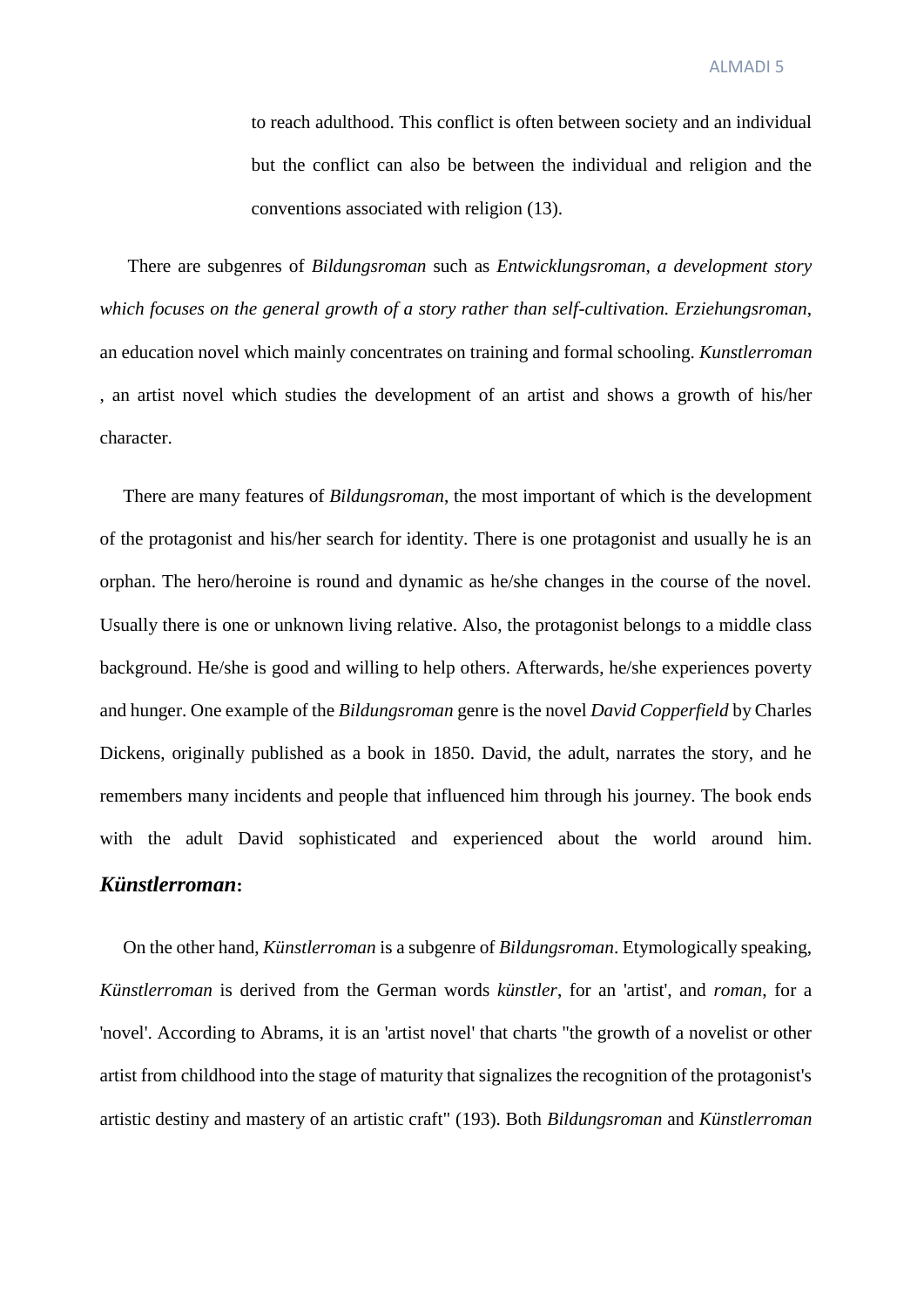> to reach adulthood. This conflict is often between society and an individual but the conflict can also be between the individual and religion and the conventions associated with religion (13).

There are subgenres of *Bildungsroman* such as *Entwicklungsroman*, *a development story which focuses on the general growth of a story rather than self-cultivation. Erziehungsroman*, an education novel which mainly concentrates on training and formal schooling. *Kunstlerroman* , an artist novel which studies the development of an artist and shows a growth of his/her character.

There are many features of *Bildungsroman*, the most important of which is the development of the protagonist and his/her search for identity. There is one protagonist and usually he is an orphan. The hero/heroine is round and dynamic as he/she changes in the course of the novel. Usually there is one or unknown living relative. Also, the protagonist belongs to a middle class background. He/she is good and willing to help others. Afterwards, he/she experiences poverty and hunger. One example of the *Bildungsroman* genre is the novel *David Copperfield* by Charles Dickens, originally published as a book in 1850. David, the adult, narrates the story, and he remembers many incidents and people that influenced him through his journey. The book ends with the adult David sophisticated and experienced about the world around him.

### ***Künstlerroman*:**

On the other hand, *Künstlerroman* is a subgenre of *Bildungsroman*. Etymologically speaking, *Künstlerroman* is derived from the German words *künstler*, for an 'artist', and *roman*, for a 'novel'. According to Abrams, it is an 'artist novel' that charts "the growth of a novelist or other artist from childhood into the stage of maturity that signalizes the recognition of the protagonist's artistic destiny and mastery of an artistic craft" (193). Both *Bildungsroman* and *Künstlerroman*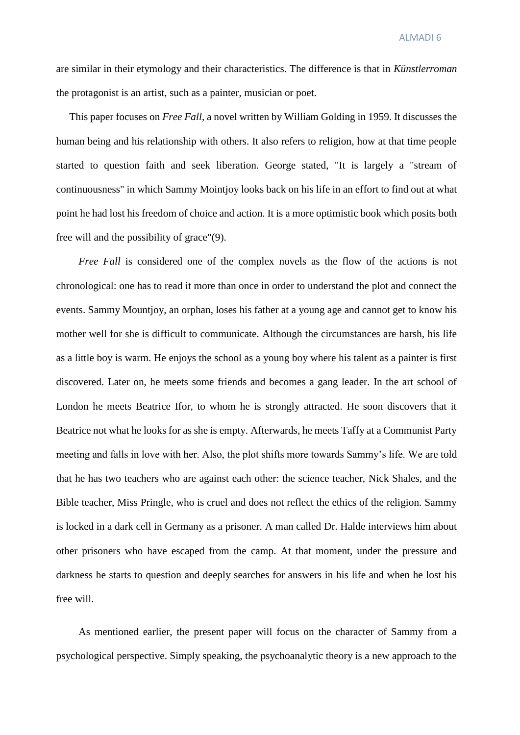are similar in their etymology and their characteristics. The difference is that in *Künstlerroman* the protagonist is an artist, such as a painter, musician or poet.

This paper focuses on *Free Fall*, a novel written by William Golding in 1959. It discusses the human being and his relationship with others. It also refers to religion, how at that time people started to question faith and seek liberation. George stated, "It is largely a "stream of continuousness" in which Sammy Mointjoy looks back on his life in an effort to find out at what point he had lost his freedom of choice and action. It is a more optimistic book which posits both free will and the possibility of grace"(9).

*Free Fall* is considered one of the complex novels as the flow of the actions is not chronological: one has to read it more than once in order to understand the plot and connect the events. Sammy Mountjoy, an orphan, loses his father at a young age and cannot get to know his mother well for she is difficult to communicate. Although the circumstances are harsh, his life as a little boy is warm. He enjoys the school as a young boy where his talent as a painter is first discovered. Later on, he meets some friends and becomes a gang leader. In the art school of London he meets Beatrice Ifor, to whom he is strongly attracted. He soon discovers that it Beatrice not what he looks for as she is empty. Afterwards, he meets Taffy at a Communist Party meeting and falls in love with her. Also, the plot shifts more towards Sammy's life. We are told that he has two teachers who are against each other: the science teacher, Nick Shales, and the Bible teacher, Miss Pringle, who is cruel and does not reflect the ethics of the religion. Sammy is locked in a dark cell in Germany as a prisoner. A man called Dr. Halde interviews him about other prisoners who have escaped from the camp. At that moment, under the pressure and darkness he starts to question and deeply searches for answers in his life and when he lost his free will.

As mentioned earlier, the present paper will focus on the character of Sammy from a psychological perspective. Simply speaking, the psychoanalytic theory is a new approach to the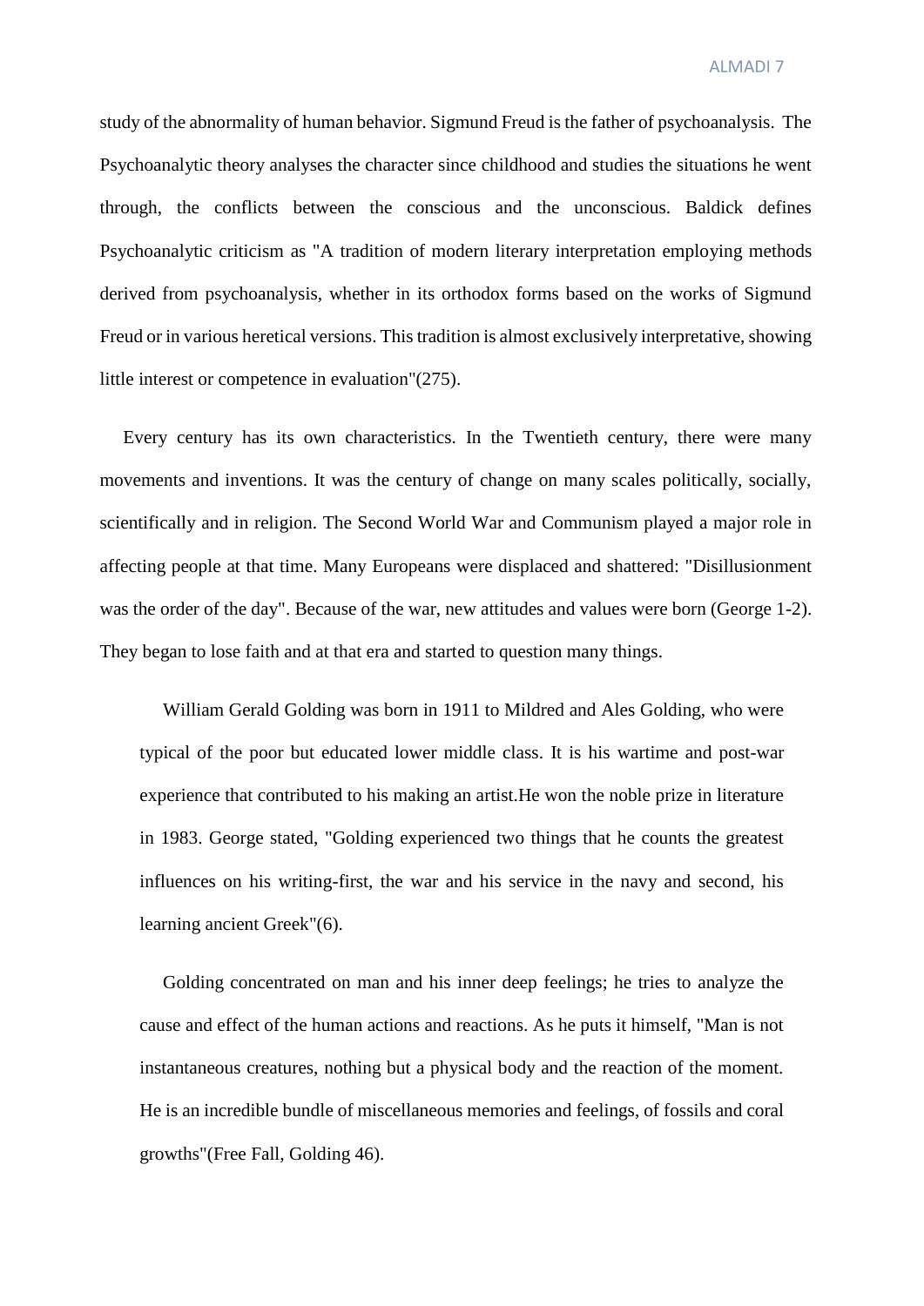study of the abnormality of human behavior. Sigmund Freud is the father of psychoanalysis. The Psychoanalytic theory analyses the character since childhood and studies the situations he went through, the conflicts between the conscious and the unconscious. Baldick defines Psychoanalytic criticism as "A tradition of modern literary interpretation employing methods derived from psychoanalysis, whether in its orthodox forms based on the works of Sigmund Freud or in various heretical versions. This tradition is almost exclusively interpretative, showing little interest or competence in evaluation"(275).

Every century has its own characteristics. In the Twentieth century, there were many movements and inventions. It was the century of change on many scales politically, socially, scientifically and in religion. The Second World War and Communism played a major role in affecting people at that time. Many Europeans were displaced and shattered: "Disillusionment was the order of the day". Because of the war, new attitudes and values were born (George 1-2). They began to lose faith and at that era and started to question many things.

> William Gerald Golding was born in 1911 to Mildred and Ales Golding, who were typical of the poor but educated lower middle class. It is his wartime and post-war experience that contributed to his making an artist.He won the noble prize in literature in 1983. George stated, "Golding experienced two things that he counts the greatest influences on his writing-first, the war and his service in the navy and second, his learning ancient Greek"(6).
>
> Golding concentrated on man and his inner deep feelings; he tries to analyze the cause and effect of the human actions and reactions. As he puts it himself, "Man is not instantaneous creatures, nothing but a physical body and the reaction of the moment. He is an incredible bundle of miscellaneous memories and feelings, of fossils and coral growths"(Free Fall, Golding 46).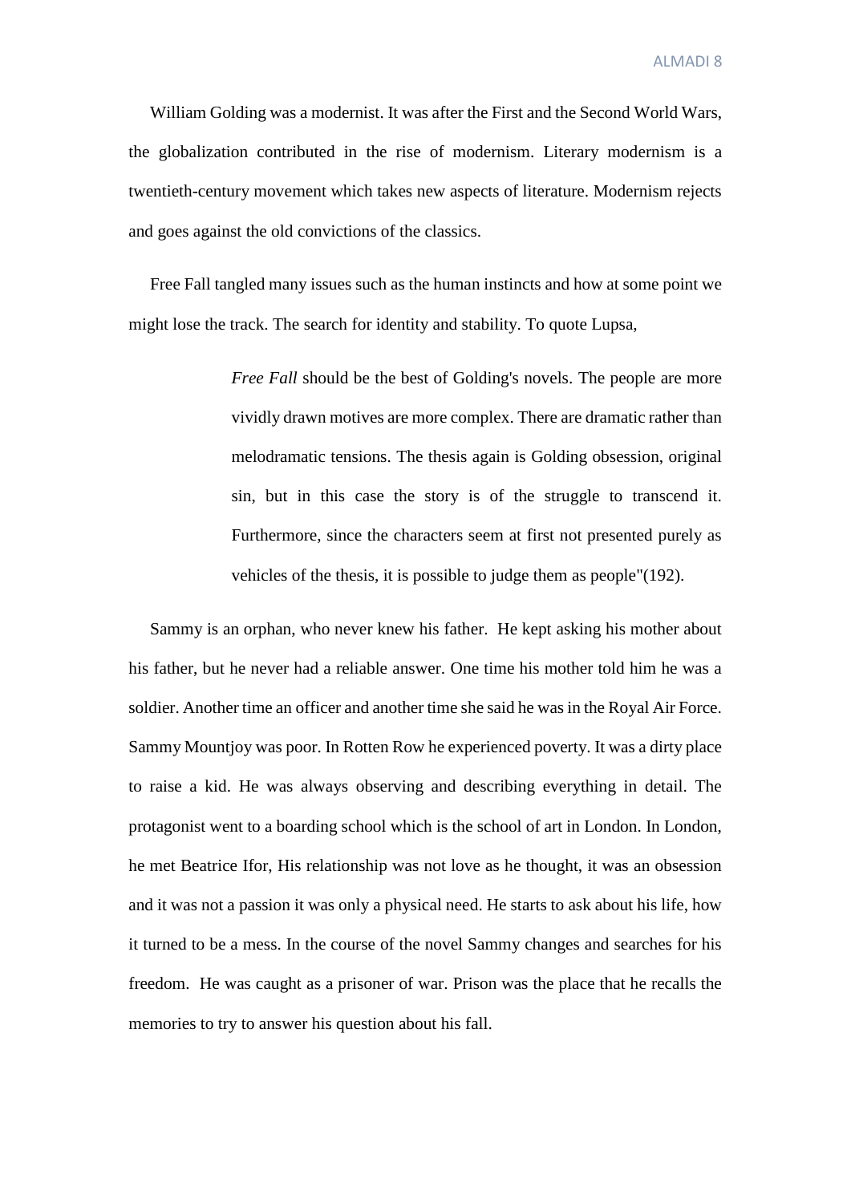William Golding was a modernist. It was after the First and the Second World Wars, the globalization contributed in the rise of modernism. Literary modernism is a twentieth-century movement which takes new aspects of literature. Modernism rejects and goes against the old convictions of the classics.

Free Fall tangled many issues such as the human instincts and how at some point we might lose the track. The search for identity and stability. To quote Lupsa,

> *Free Fall* should be the best of Golding's novels. The people are more vividly drawn motives are more complex. There are dramatic rather than melodramatic tensions. The thesis again is Golding obsession, original sin, but in this case the story is of the struggle to transcend it. Furthermore, since the characters seem at first not presented purely as vehicles of the thesis, it is possible to judge them as people"(192).

Sammy is an orphan, who never knew his father. He kept asking his mother about his father, but he never had a reliable answer. One time his mother told him he was a soldier. Another time an officer and another time she said he was in the Royal Air Force. Sammy Mountjoy was poor. In Rotten Row he experienced poverty. It was a dirty place to raise a kid. He was always observing and describing everything in detail. The protagonist went to a boarding school which is the school of art in London. In London, he met Beatrice Ifor, His relationship was not love as he thought, it was an obsession and it was not a passion it was only a physical need. He starts to ask about his life, how it turned to be a mess. In the course of the novel Sammy changes and searches for his freedom. He was caught as a prisoner of war. Prison was the place that he recalls the memories to try to answer his question about his fall.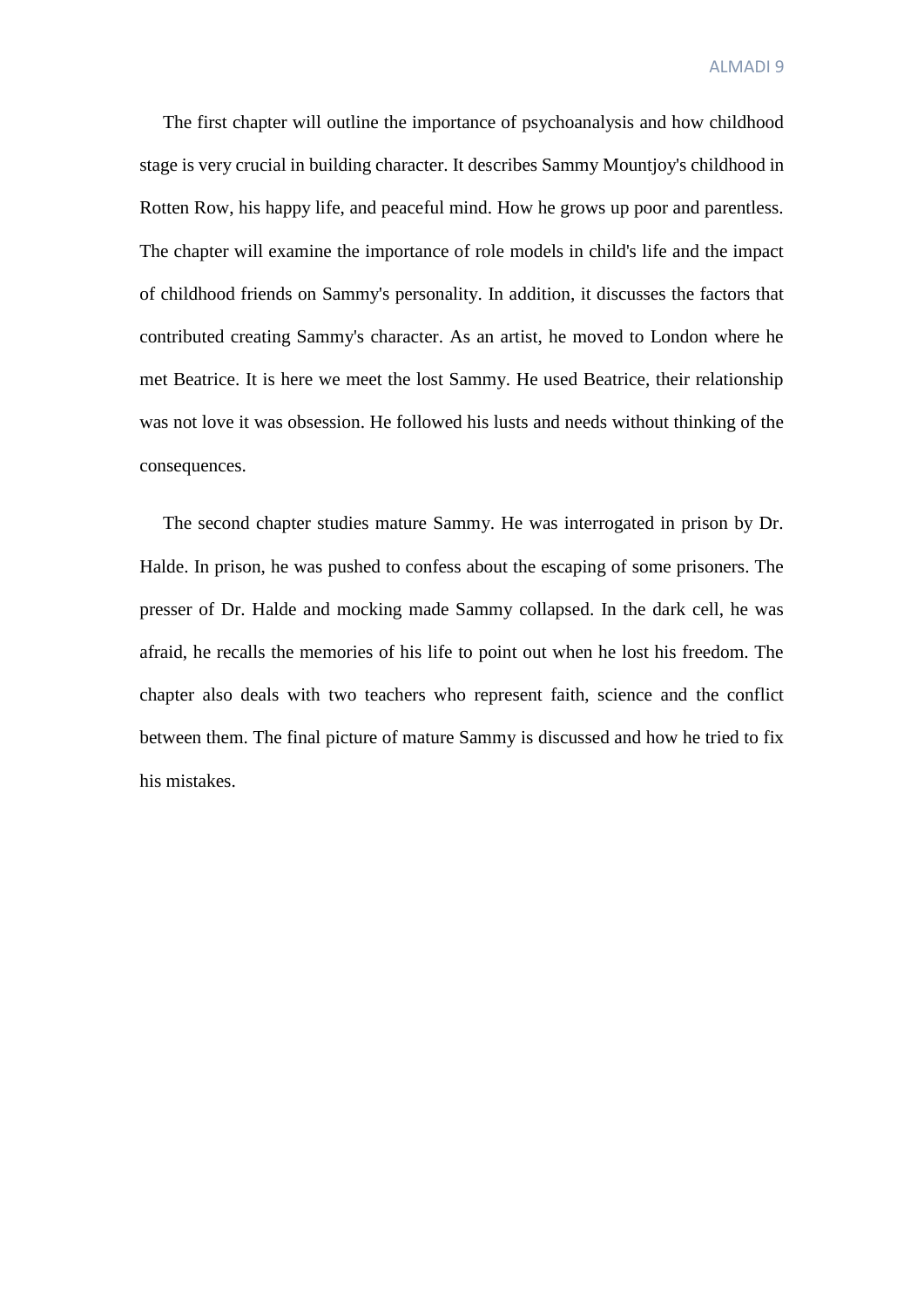The first chapter will outline the importance of psychoanalysis and how childhood stage is very crucial in building character. It describes Sammy Mountjoy's childhood in Rotten Row, his happy life, and peaceful mind. How he grows up poor and parentless. The chapter will examine the importance of role models in child's life and the impact of childhood friends on Sammy's personality. In addition, it discusses the factors that contributed creating Sammy's character. As an artist, he moved to London where he met Beatrice. It is here we meet the lost Sammy. He used Beatrice, their relationship was not love it was obsession. He followed his lusts and needs without thinking of the consequences.

The second chapter studies mature Sammy. He was interrogated in prison by Dr. Halde. In prison, he was pushed to confess about the escaping of some prisoners. The presser of Dr. Halde and mocking made Sammy collapsed. In the dark cell, he was afraid, he recalls the memories of his life to point out when he lost his freedom. The chapter also deals with two teachers who represent faith, science and the conflict between them. The final picture of mature Sammy is discussed and how he tried to fix his mistakes.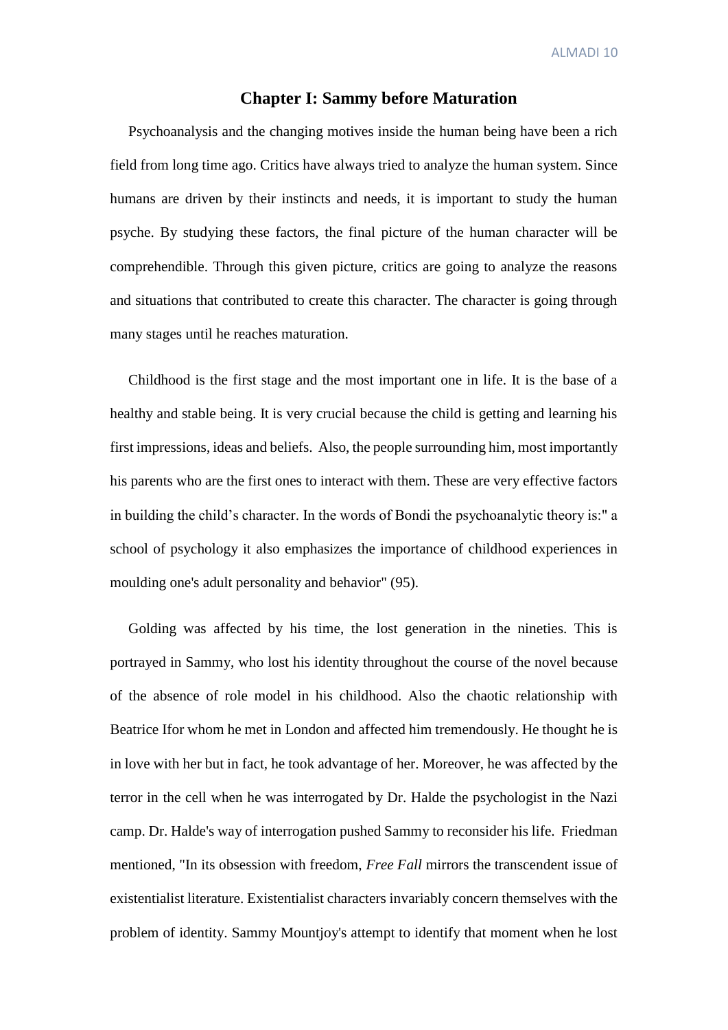## Chapter I: Sammy before Maturation

Psychoanalysis and the changing motives inside the human being have been a rich field from long time ago. Critics have always tried to analyze the human system. Since humans are driven by their instincts and needs, it is important to study the human psyche. By studying these factors, the final picture of the human character will be comprehendible. Through this given picture, critics are going to analyze the reasons and situations that contributed to create this character. The character is going through many stages until he reaches maturation.

Childhood is the first stage and the most important one in life. It is the base of a healthy and stable being. It is very crucial because the child is getting and learning his first impressions, ideas and beliefs. Also, the people surrounding him, most importantly his parents who are the first ones to interact with them. These are very effective factors in building the child's character. In the words of Bondi the psychoanalytic theory is:" a school of psychology it also emphasizes the importance of childhood experiences in moulding one's adult personality and behavior" (95).

Golding was affected by his time, the lost generation in the nineties. This is portrayed in Sammy, who lost his identity throughout the course of the novel because of the absence of role model in his childhood. Also the chaotic relationship with Beatrice Ifor whom he met in London and affected him tremendously. He thought he is in love with her but in fact, he took advantage of her. Moreover, he was affected by the terror in the cell when he was interrogated by Dr. Halde the psychologist in the Nazi camp. Dr. Halde's way of interrogation pushed Sammy to reconsider his life. Friedman mentioned, "In its obsession with freedom, *Free Fall* mirrors the transcendent issue of existentialist literature. Existentialist characters invariably concern themselves with the problem of identity. Sammy Mountjoy's attempt to identify that moment when he lost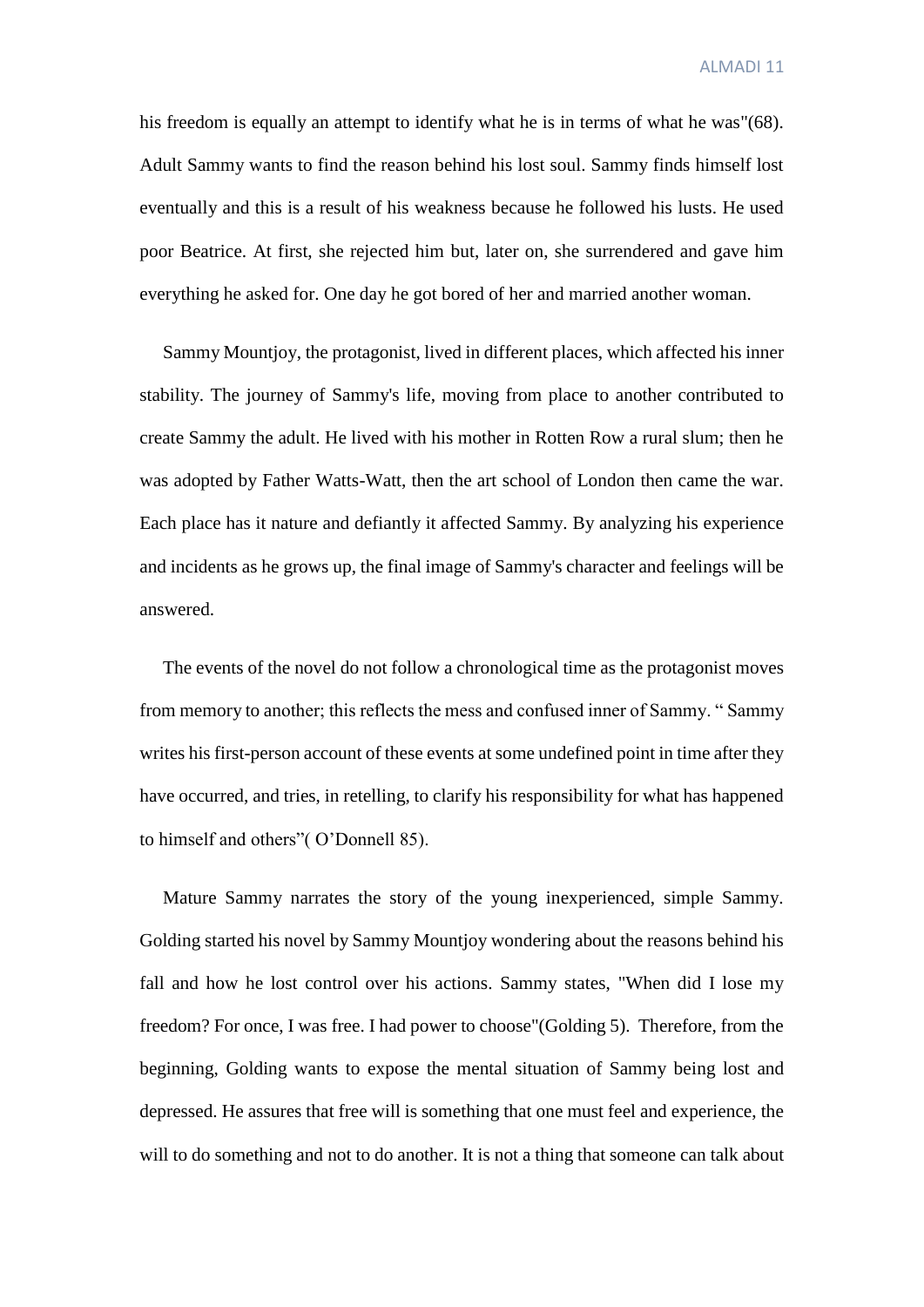his freedom is equally an attempt to identify what he is in terms of what he was"(68). Adult Sammy wants to find the reason behind his lost soul. Sammy finds himself lost eventually and this is a result of his weakness because he followed his lusts. He used poor Beatrice. At first, she rejected him but, later on, she surrendered and gave him everything he asked for. One day he got bored of her and married another woman.

Sammy Mountjoy, the protagonist, lived in different places, which affected his inner stability. The journey of Sammy's life, moving from place to another contributed to create Sammy the adult. He lived with his mother in Rotten Row a rural slum; then he was adopted by Father Watts-Watt, then the art school of London then came the war. Each place has it nature and defiantly it affected Sammy. By analyzing his experience and incidents as he grows up, the final image of Sammy's character and feelings will be answered.

The events of the novel do not follow a chronological time as the protagonist moves from memory to another; this reflects the mess and confused inner of Sammy. " Sammy writes his first-person account of these events at some undefined point in time after they have occurred, and tries, in retelling, to clarify his responsibility for what has happened to himself and others"( O'Donnell 85).

Mature Sammy narrates the story of the young inexperienced, simple Sammy. Golding started his novel by Sammy Mountjoy wondering about the reasons behind his fall and how he lost control over his actions. Sammy states, "When did I lose my freedom? For once, I was free. I had power to choose"(Golding 5). Therefore, from the beginning, Golding wants to expose the mental situation of Sammy being lost and depressed. He assures that free will is something that one must feel and experience, the will to do something and not to do another. It is not a thing that someone can talk about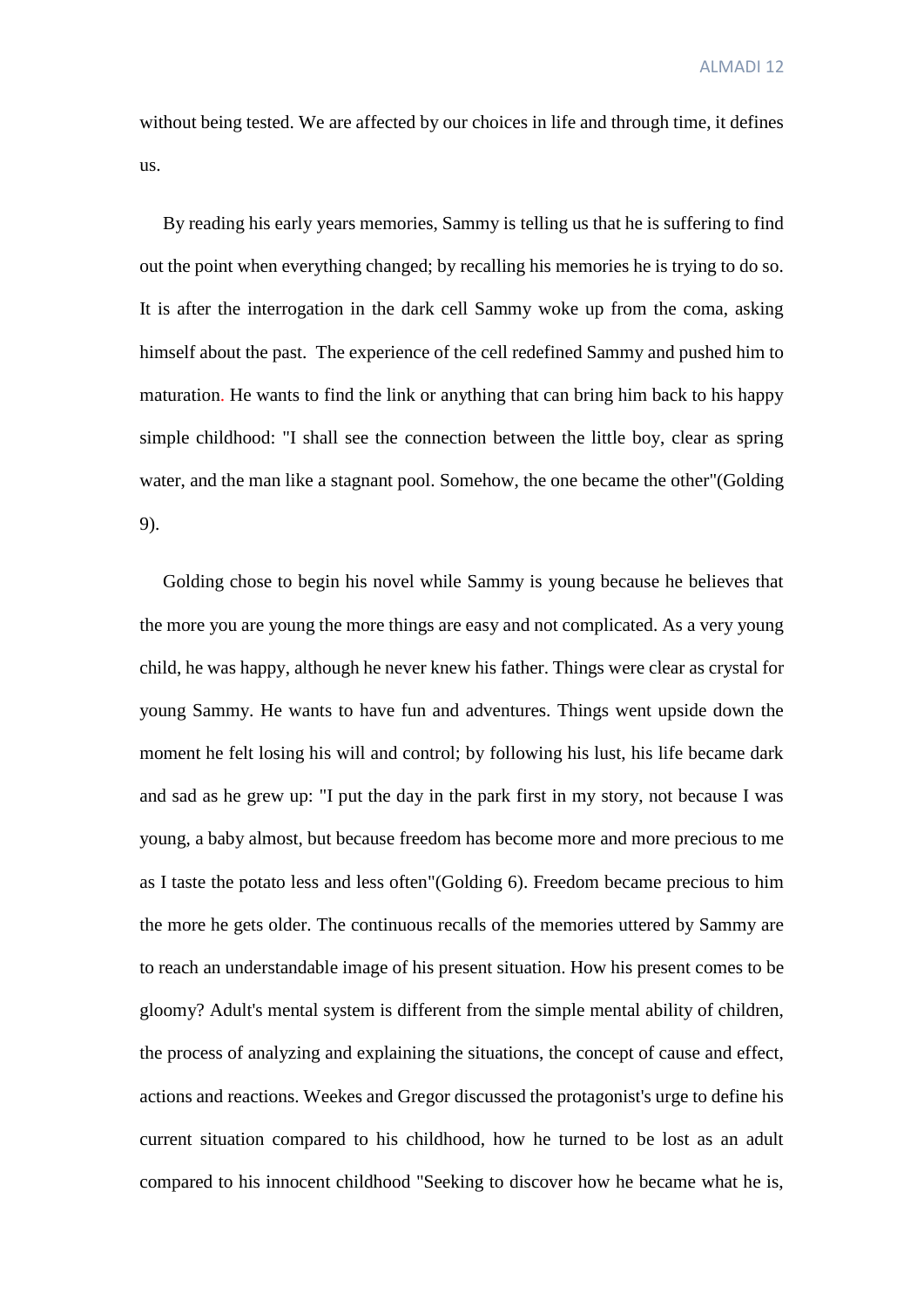without being tested. We are affected by our choices in life and through time, it defines us.

By reading his early years memories, Sammy is telling us that he is suffering to find out the point when everything changed; by recalling his memories he is trying to do so. It is after the interrogation in the dark cell Sammy woke up from the coma, asking himself about the past. The experience of the cell redefined Sammy and pushed him to maturation. He wants to find the link or anything that can bring him back to his happy simple childhood: "I shall see the connection between the little boy, clear as spring water, and the man like a stagnant pool. Somehow, the one became the other"(Golding 9).

Golding chose to begin his novel while Sammy is young because he believes that the more you are young the more things are easy and not complicated. As a very young child, he was happy, although he never knew his father. Things were clear as crystal for young Sammy. He wants to have fun and adventures. Things went upside down the moment he felt losing his will and control; by following his lust, his life became dark and sad as he grew up: "I put the day in the park first in my story, not because I was young, a baby almost, but because freedom has become more and more precious to me as I taste the potato less and less often"(Golding 6). Freedom became precious to him the more he gets older. The continuous recalls of the memories uttered by Sammy are to reach an understandable image of his present situation. How his present comes to be gloomy? Adult's mental system is different from the simple mental ability of children, the process of analyzing and explaining the situations, the concept of cause and effect, actions and reactions. Weekes and Gregor discussed the protagonist's urge to define his current situation compared to his childhood, how he turned to be lost as an adult compared to his innocent childhood "Seeking to discover how he became what he is,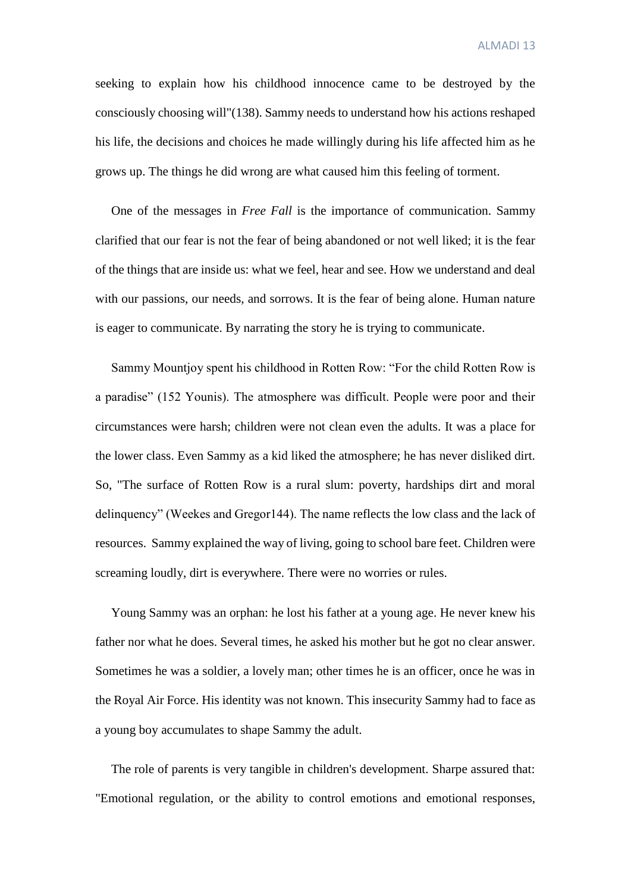seeking to explain how his childhood innocence came to be destroyed by the consciously choosing will"(138). Sammy needs to understand how his actions reshaped his life, the decisions and choices he made willingly during his life affected him as he grows up. The things he did wrong are what caused him this feeling of torment.

One of the messages in *Free Fall* is the importance of communication. Sammy clarified that our fear is not the fear of being abandoned or not well liked; it is the fear of the things that are inside us: what we feel, hear and see. How we understand and deal with our passions, our needs, and sorrows. It is the fear of being alone. Human nature is eager to communicate. By narrating the story he is trying to communicate.

Sammy Mountjoy spent his childhood in Rotten Row: “For the child Rotten Row is a paradise” (152 Younis). The atmosphere was difficult. People were poor and their circumstances were harsh; children were not clean even the adults. It was a place for the lower class. Even Sammy as a kid liked the atmosphere; he has never disliked dirt. So, "The surface of Rotten Row is a rural slum: poverty, hardships dirt and moral delinquency” (Weekes and Gregor144). The name reflects the low class and the lack of resources. Sammy explained the way of living, going to school bare feet. Children were screaming loudly, dirt is everywhere. There were no worries or rules.

Young Sammy was an orphan: he lost his father at a young age. He never knew his father nor what he does. Several times, he asked his mother but he got no clear answer. Sometimes he was a soldier, a lovely man; other times he is an officer, once he was in the Royal Air Force. His identity was not known. This insecurity Sammy had to face as a young boy accumulates to shape Sammy the adult.

The role of parents is very tangible in children's development. Sharpe assured that: "Emotional regulation, or the ability to control emotions and emotional responses,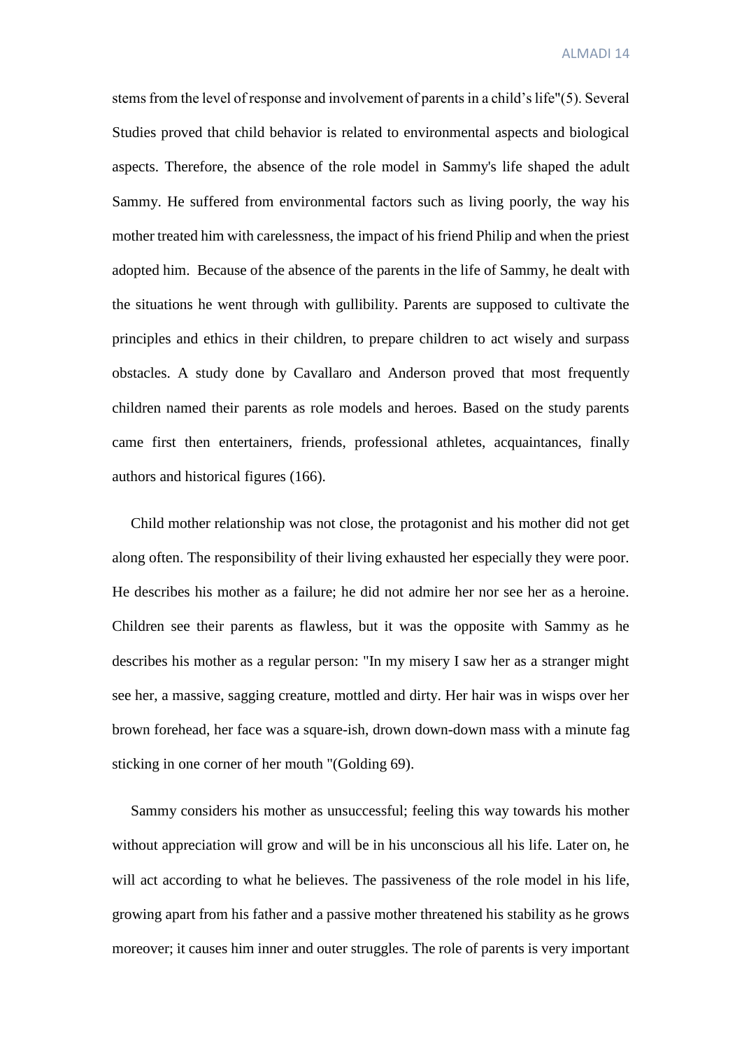stems from the level of response and involvement of parents in a child's life"(5). Several Studies proved that child behavior is related to environmental aspects and biological aspects. Therefore, the absence of the role model in Sammy's life shaped the adult Sammy. He suffered from environmental factors such as living poorly, the way his mother treated him with carelessness, the impact of his friend Philip and when the priest adopted him.  Because of the absence of the parents in the life of Sammy, he dealt with the situations he went through with gullibility. Parents are supposed to cultivate the principles and ethics in their children, to prepare children to act wisely and surpass obstacles. A study done by Cavallaro and Anderson proved that most frequently children named their parents as role models and heroes. Based on the study parents came first then entertainers, friends, professional athletes, acquaintances, finally authors and historical figures (166).

Child mother relationship was not close, the protagonist and his mother did not get along often. The responsibility of their living exhausted her especially they were poor. He describes his mother as a failure; he did not admire her nor see her as a heroine. Children see their parents as flawless, but it was the opposite with Sammy as he describes his mother as a regular person: "In my misery I saw her as a stranger might see her, a massive, sagging creature, mottled and dirty. Her hair was in wisps over her brown forehead, her face was a square-ish, drown down-down mass with a minute fag sticking in one corner of her mouth "(Golding 69).

Sammy considers his mother as unsuccessful; feeling this way towards his mother without appreciation will grow and will be in his unconscious all his life. Later on, he will act according to what he believes. The passiveness of the role model in his life, growing apart from his father and a passive mother threatened his stability as he grows moreover; it causes him inner and outer struggles. The role of parents is very important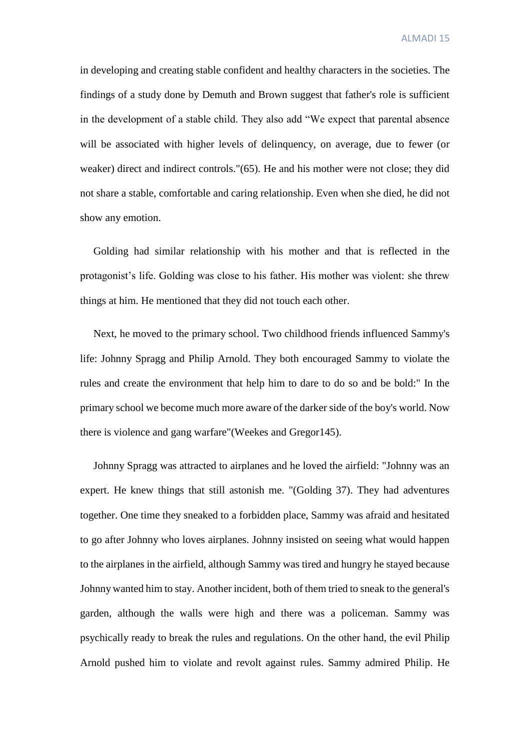in developing and creating stable confident and healthy characters in the societies. The findings of a study done by Demuth and Brown suggest that father's role is sufficient in the development of a stable child. They also add "We expect that parental absence will be associated with higher levels of delinquency, on average, due to fewer (or weaker) direct and indirect controls."(65). He and his mother were not close; they did not share a stable, comfortable and caring relationship. Even when she died, he did not show any emotion.

Golding had similar relationship with his mother and that is reflected in the protagonist's life. Golding was close to his father. His mother was violent: she threw things at him. He mentioned that they did not touch each other.

Next, he moved to the primary school. Two childhood friends influenced Sammy's life: Johnny Spragg and Philip Arnold. They both encouraged Sammy to violate the rules and create the environment that help him to dare to do so and be bold:" In the primary school we become much more aware of the darker side of the boy's world. Now there is violence and gang warfare"(Weekes and Gregor145).

Johnny Spragg was attracted to airplanes and he loved the airfield: "Johnny was an expert. He knew things that still astonish me. "(Golding 37). They had adventures together. One time they sneaked to a forbidden place, Sammy was afraid and hesitated to go after Johnny who loves airplanes. Johnny insisted on seeing what would happen to the airplanes in the airfield, although Sammy was tired and hungry he stayed because Johnny wanted him to stay. Another incident, both of them tried to sneak to the general's garden, although the walls were high and there was a policeman. Sammy was psychically ready to break the rules and regulations. On the other hand, the evil Philip Arnold pushed him to violate and revolt against rules. Sammy admired Philip. He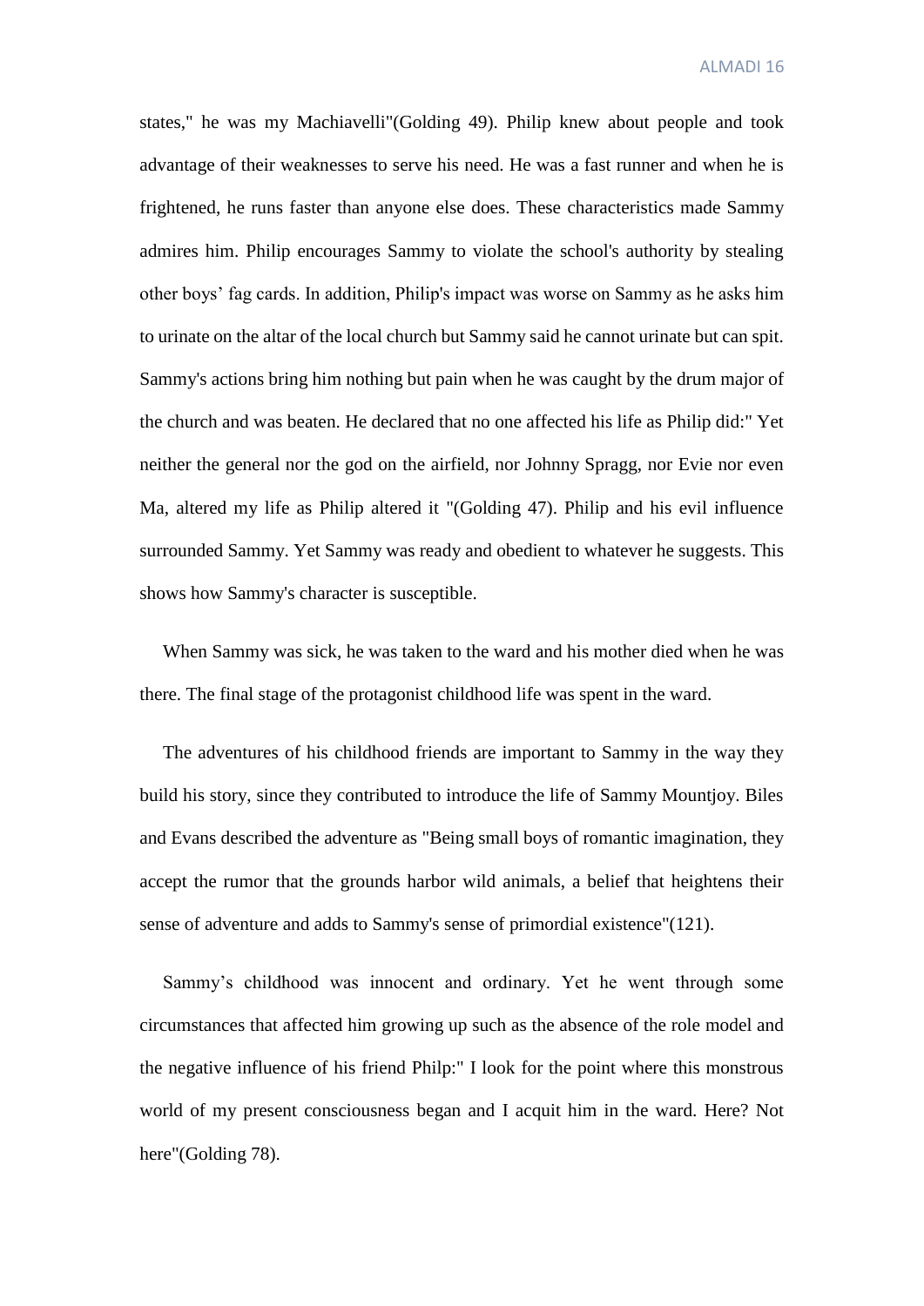states," he was my Machiavelli"(Golding 49). Philip knew about people and took advantage of their weaknesses to serve his need. He was a fast runner and when he is frightened, he runs faster than anyone else does. These characteristics made Sammy admires him. Philip encourages Sammy to violate the school's authority by stealing other boys' fag cards. In addition, Philip's impact was worse on Sammy as he asks him to urinate on the altar of the local church but Sammy said he cannot urinate but can spit. Sammy's actions bring him nothing but pain when he was caught by the drum major of the church and was beaten. He declared that no one affected his life as Philip did:" Yet neither the general nor the god on the airfield, nor Johnny Spragg, nor Evie nor even Ma, altered my life as Philip altered it "(Golding 47). Philip and his evil influence surrounded Sammy. Yet Sammy was ready and obedient to whatever he suggests. This shows how Sammy's character is susceptible.

When Sammy was sick, he was taken to the ward and his mother died when he was there. The final stage of the protagonist childhood life was spent in the ward.

The adventures of his childhood friends are important to Sammy in the way they build his story, since they contributed to introduce the life of Sammy Mountjoy. Biles and Evans described the adventure as "Being small boys of romantic imagination, they accept the rumor that the grounds harbor wild animals, a belief that heightens their sense of adventure and adds to Sammy's sense of primordial existence"(121).

Sammy's childhood was innocent and ordinary. Yet he went through some circumstances that affected him growing up such as the absence of the role model and the negative influence of his friend Philp:" I look for the point where this monstrous world of my present consciousness began and I acquit him in the ward. Here? Not here"(Golding 78).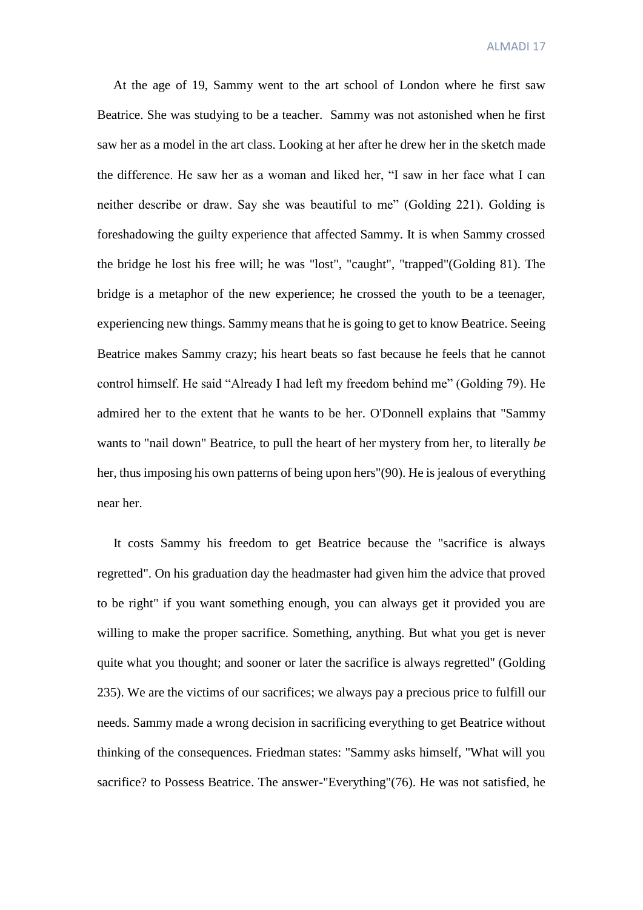At the age of 19, Sammy went to the art school of London where he first saw Beatrice. She was studying to be a teacher.  Sammy was not astonished when he first saw her as a model in the art class. Looking at her after he drew her in the sketch made the difference. He saw her as a woman and liked her, “I saw in her face what I can neither describe or draw. Say she was beautiful to me” (Golding 221). Golding is foreshadowing the guilty experience that affected Sammy. It is when Sammy crossed the bridge he lost his free will; he was "lost", "caught", "trapped"(Golding 81). The bridge is a metaphor of the new experience; he crossed the youth to be a teenager, experiencing new things. Sammy means that he is going to get to know Beatrice. Seeing Beatrice makes Sammy crazy; his heart beats so fast because he feels that he cannot control himself. He said “Already I had left my freedom behind me” (Golding 79). He admired her to the extent that he wants to be her. O'Donnell explains that "Sammy wants to "nail down" Beatrice, to pull the heart of her mystery from her, to literally *be* her, thus imposing his own patterns of being upon hers"(90). He is jealous of everything near her.

It costs Sammy his freedom to get Beatrice because the "sacrifice is always regretted". On his graduation day the headmaster had given him the advice that proved to be right" if you want something enough, you can always get it provided you are willing to make the proper sacrifice. Something, anything. But what you get is never quite what you thought; and sooner or later the sacrifice is always regretted" (Golding 235). We are the victims of our sacrifices; we always pay a precious price to fulfill our needs. Sammy made a wrong decision in sacrificing everything to get Beatrice without thinking of the consequences. Friedman states: "Sammy asks himself, "What will you sacrifice? to Possess Beatrice. The answer-"Everything"(76). He was not satisfied, he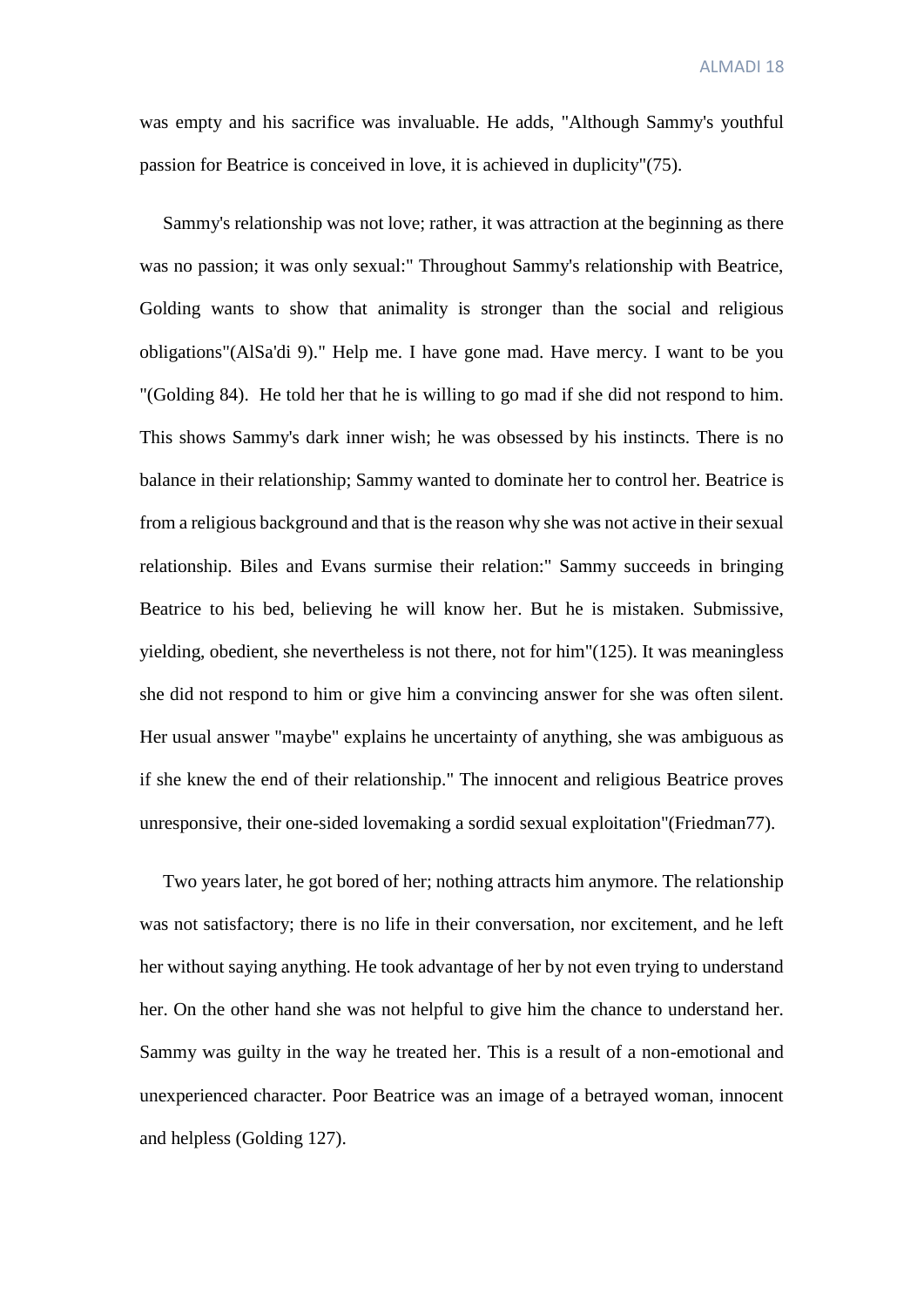was empty and his sacrifice was invaluable. He adds, "Although Sammy's youthful passion for Beatrice is conceived in love, it is achieved in duplicity"(75).

Sammy's relationship was not love; rather, it was attraction at the beginning as there was no passion; it was only sexual:" Throughout Sammy's relationship with Beatrice, Golding wants to show that animality is stronger than the social and religious obligations"(AlSa'di 9)." Help me. I have gone mad. Have mercy. I want to be you "(Golding 84). He told her that he is willing to go mad if she did not respond to him. This shows Sammy's dark inner wish; he was obsessed by his instincts. There is no balance in their relationship; Sammy wanted to dominate her to control her. Beatrice is from a religious background and that is the reason why she was not active in their sexual relationship. Biles and Evans surmise their relation:" Sammy succeeds in bringing Beatrice to his bed, believing he will know her. But he is mistaken. Submissive, yielding, obedient, she nevertheless is not there, not for him"(125). It was meaningless she did not respond to him or give him a convincing answer for she was often silent. Her usual answer "maybe" explains he uncertainty of anything, she was ambiguous as if she knew the end of their relationship." The innocent and religious Beatrice proves unresponsive, their one-sided lovemaking a sordid sexual exploitation"(Friedman77).

Two years later, he got bored of her; nothing attracts him anymore. The relationship was not satisfactory; there is no life in their conversation, nor excitement, and he left her without saying anything. He took advantage of her by not even trying to understand her. On the other hand she was not helpful to give him the chance to understand her. Sammy was guilty in the way he treated her. This is a result of a non-emotional and unexperienced character. Poor Beatrice was an image of a betrayed woman, innocent and helpless (Golding 127).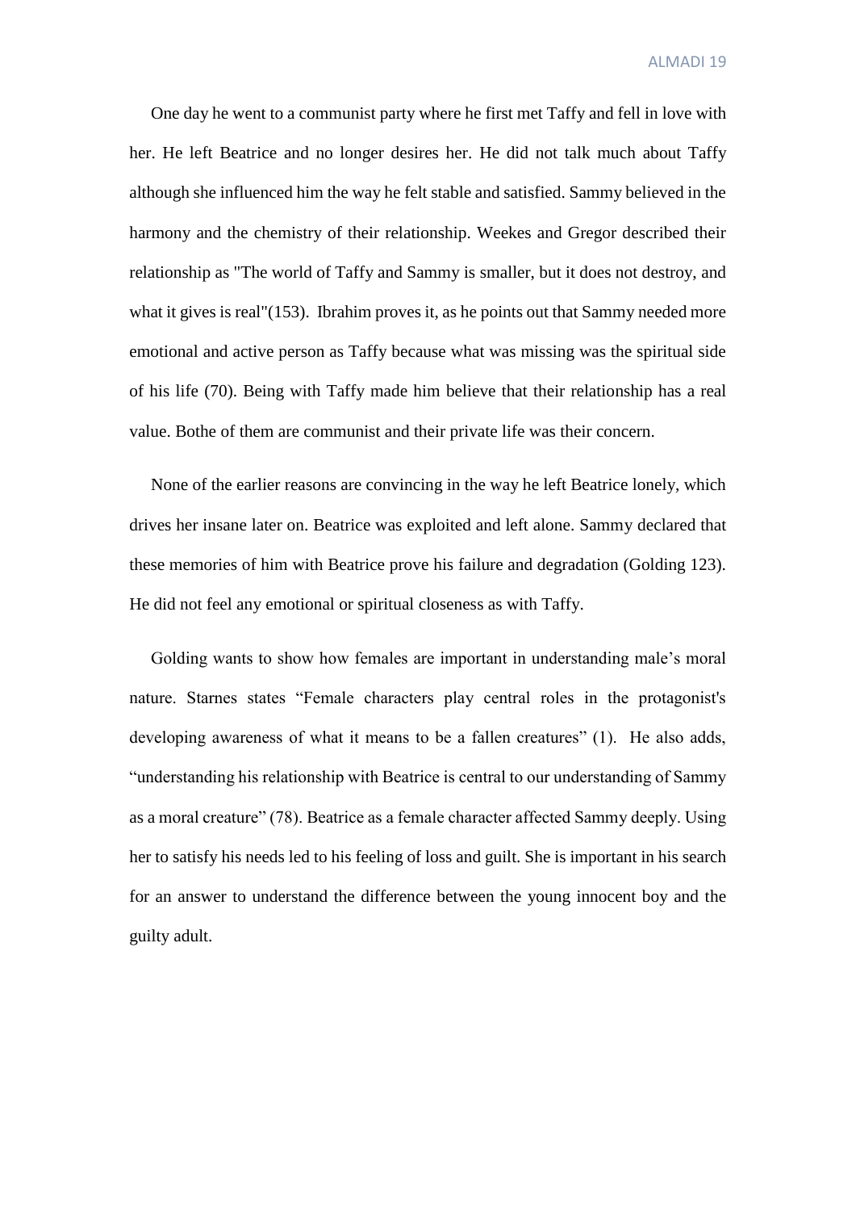One day he went to a communist party where he first met Taffy and fell in love with her. He left Beatrice and no longer desires her. He did not talk much about Taffy although she influenced him the way he felt stable and satisfied. Sammy believed in the harmony and the chemistry of their relationship. Weekes and Gregor described their relationship as "The world of Taffy and Sammy is smaller, but it does not destroy, and what it gives is real"(153). Ibrahim proves it, as he points out that Sammy needed more emotional and active person as Taffy because what was missing was the spiritual side of his life (70). Being with Taffy made him believe that their relationship has a real value. Bothe of them are communist and their private life was their concern.

None of the earlier reasons are convincing in the way he left Beatrice lonely, which drives her insane later on. Beatrice was exploited and left alone. Sammy declared that these memories of him with Beatrice prove his failure and degradation (Golding 123). He did not feel any emotional or spiritual closeness as with Taffy.

Golding wants to show how females are important in understanding male's moral nature. Starnes states "Female characters play central roles in the protagonist's developing awareness of what it means to be a fallen creatures" (1). He also adds, "understanding his relationship with Beatrice is central to our understanding of Sammy as a moral creature" (78). Beatrice as a female character affected Sammy deeply. Using her to satisfy his needs led to his feeling of loss and guilt. She is important in his search for an answer to understand the difference between the young innocent boy and the guilty adult.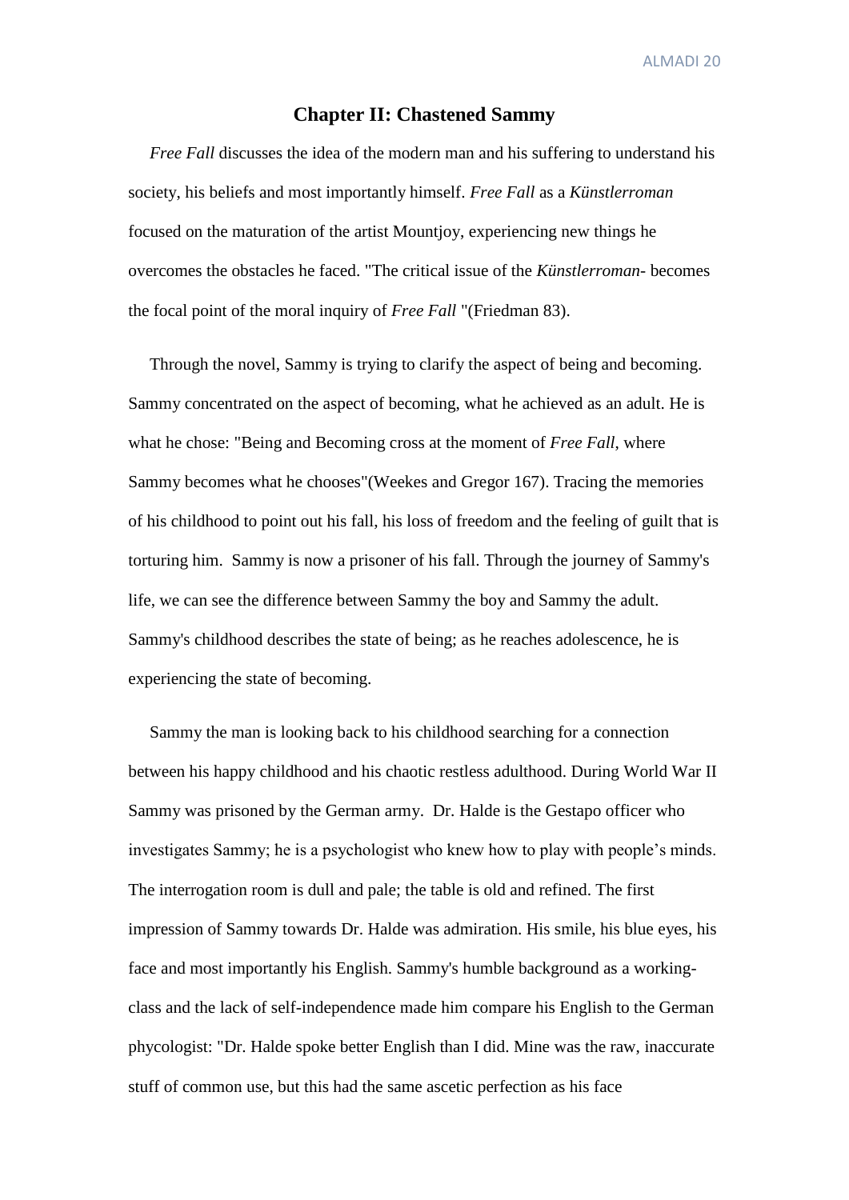## Chapter II: Chastened Sammy

*Free Fall* discusses the idea of the modern man and his suffering to understand his society, his beliefs and most importantly himself. *Free Fall* as a *Künstlerroman* focused on the maturation of the artist Mountjoy, experiencing new things he overcomes the obstacles he faced. "The critical issue of the *Künstlerroman*- becomes the focal point of the moral inquiry of *Free Fall* "(Friedman 83).

Through the novel, Sammy is trying to clarify the aspect of being and becoming. Sammy concentrated on the aspect of becoming, what he achieved as an adult. He is what he chose: "Being and Becoming cross at the moment of *Free Fall*, where Sammy becomes what he chooses"(Weekes and Gregor 167). Tracing the memories of his childhood to point out his fall, his loss of freedom and the feeling of guilt that is torturing him. Sammy is now a prisoner of his fall. Through the journey of Sammy's life, we can see the difference between Sammy the boy and Sammy the adult. Sammy's childhood describes the state of being; as he reaches adolescence, he is experiencing the state of becoming.

Sammy the man is looking back to his childhood searching for a connection between his happy childhood and his chaotic restless adulthood. During World War II Sammy was prisoned by the German army. Dr. Halde is the Gestapo officer who investigates Sammy; he is a psychologist who knew how to play with people's minds. The interrogation room is dull and pale; the table is old and refined. The first impression of Sammy towards Dr. Halde was admiration. His smile, his blue eyes, his face and most importantly his English. Sammy's humble background as a working-class and the lack of self-independence made him compare his English to the German phycologist: "Dr. Halde spoke better English than I did. Mine was the raw, inaccurate stuff of common use, but this had the same ascetic perfection as his face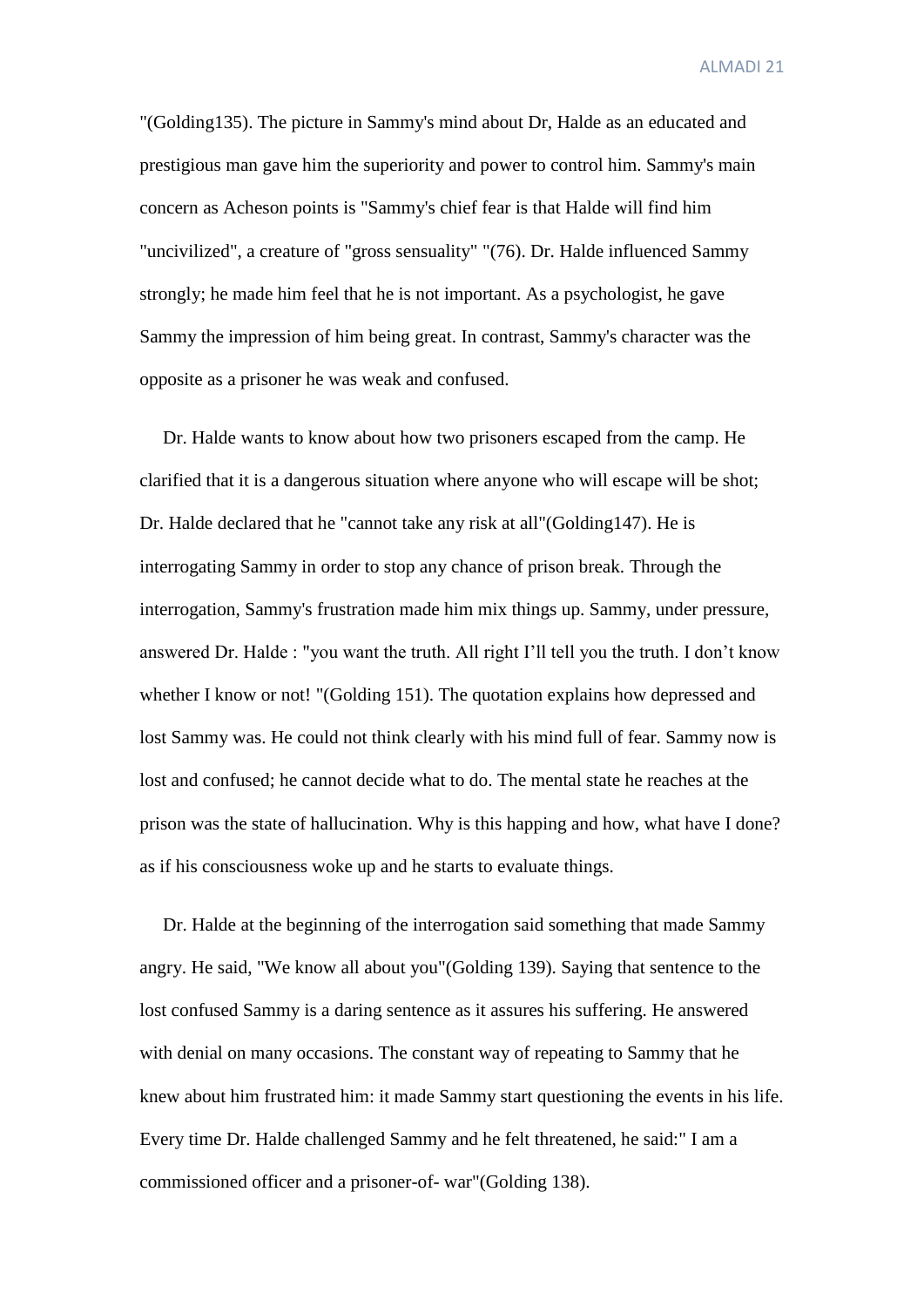"(Golding135). The picture in Sammy's mind about Dr, Halde as an educated and prestigious man gave him the superiority and power to control him. Sammy's main concern as Acheson points is "Sammy's chief fear is that Halde will find him "uncivilized", a creature of "gross sensuality" "(76). Dr. Halde influenced Sammy strongly; he made him feel that he is not important. As a psychologist, he gave Sammy the impression of him being great. In contrast, Sammy's character was the opposite as a prisoner he was weak and confused.

Dr. Halde wants to know about how two prisoners escaped from the camp. He clarified that it is a dangerous situation where anyone who will escape will be shot; Dr. Halde declared that he "cannot take any risk at all"(Golding147). He is interrogating Sammy in order to stop any chance of prison break. Through the interrogation, Sammy's frustration made him mix things up. Sammy, under pressure, answered Dr. Halde : "you want the truth. All right I'll tell you the truth. I don't know whether I know or not! "(Golding 151). The quotation explains how depressed and lost Sammy was. He could not think clearly with his mind full of fear. Sammy now is lost and confused; he cannot decide what to do. The mental state he reaches at the prison was the state of hallucination. Why is this happing and how, what have I done? as if his consciousness woke up and he starts to evaluate things.

Dr. Halde at the beginning of the interrogation said something that made Sammy angry. He said, "We know all about you"(Golding 139). Saying that sentence to the lost confused Sammy is a daring sentence as it assures his suffering. He answered with denial on many occasions. The constant way of repeating to Sammy that he knew about him frustrated him: it made Sammy start questioning the events in his life. Every time Dr. Halde challenged Sammy and he felt threatened, he said:" I am a commissioned officer and a prisoner-of- war"(Golding 138).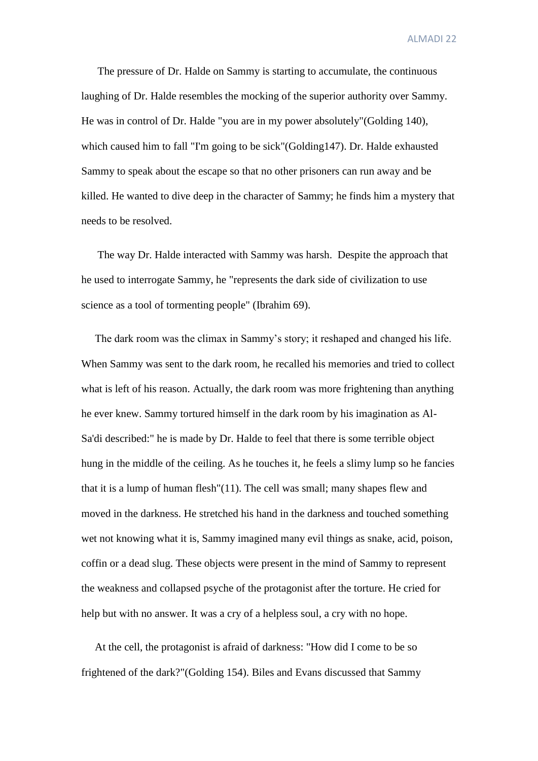The pressure of Dr. Halde on Sammy is starting to accumulate, the continuous laughing of Dr. Halde resembles the mocking of the superior authority over Sammy. He was in control of Dr. Halde "you are in my power absolutely"(Golding 140), which caused him to fall "I'm going to be sick"(Golding147). Dr. Halde exhausted Sammy to speak about the escape so that no other prisoners can run away and be killed. He wanted to dive deep in the character of Sammy; he finds him a mystery that needs to be resolved.

The way Dr. Halde interacted with Sammy was harsh. Despite the approach that he used to interrogate Sammy, he "represents the dark side of civilization to use science as a tool of tormenting people" (Ibrahim 69).

The dark room was the climax in Sammy's story; it reshaped and changed his life. When Sammy was sent to the dark room, he recalled his memories and tried to collect what is left of his reason. Actually, the dark room was more frightening than anything he ever knew. Sammy tortured himself in the dark room by his imagination as Al-Sa'di described:" he is made by Dr. Halde to feel that there is some terrible object hung in the middle of the ceiling. As he touches it, he feels a slimy lump so he fancies that it is a lump of human flesh"(11). The cell was small; many shapes flew and moved in the darkness. He stretched his hand in the darkness and touched something wet not knowing what it is, Sammy imagined many evil things as snake, acid, poison, coffin or a dead slug. These objects were present in the mind of Sammy to represent the weakness and collapsed psyche of the protagonist after the torture. He cried for help but with no answer. It was a cry of a helpless soul, a cry with no hope.

At the cell, the protagonist is afraid of darkness: "How did I come to be so frightened of the dark?"(Golding 154). Biles and Evans discussed that Sammy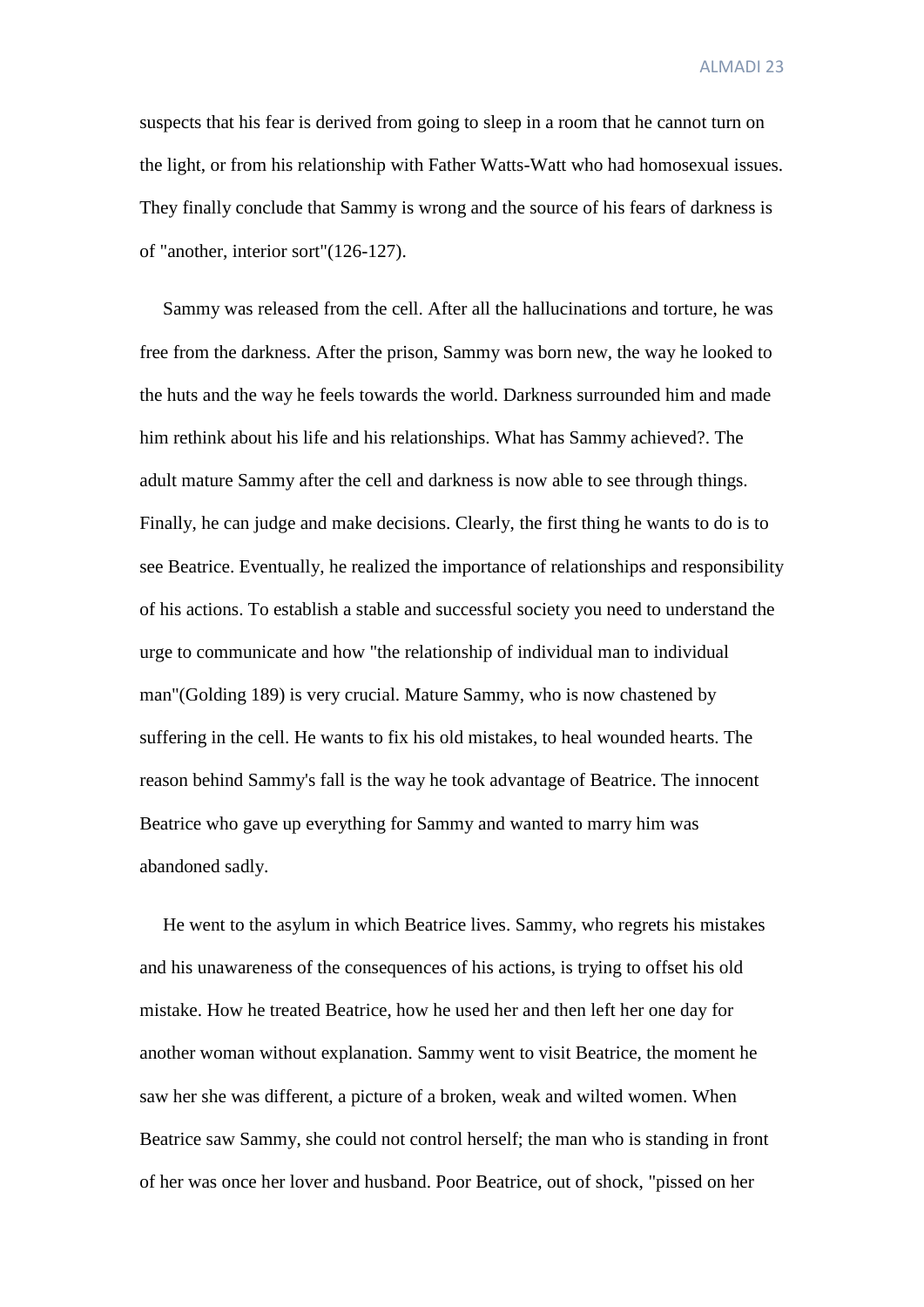suspects that his fear is derived from going to sleep in a room that he cannot turn on the light, or from his relationship with Father Watts-Watt who had homosexual issues. They finally conclude that Sammy is wrong and the source of his fears of darkness is of "another, interior sort"(126-127).

Sammy was released from the cell. After all the hallucinations and torture, he was free from the darkness. After the prison, Sammy was born new, the way he looked to the huts and the way he feels towards the world. Darkness surrounded him and made him rethink about his life and his relationships. What has Sammy achieved?. The adult mature Sammy after the cell and darkness is now able to see through things. Finally, he can judge and make decisions. Clearly, the first thing he wants to do is to see Beatrice. Eventually, he realized the importance of relationships and responsibility of his actions. To establish a stable and successful society you need to understand the urge to communicate and how "the relationship of individual man to individual man"(Golding 189) is very crucial. Mature Sammy, who is now chastened by suffering in the cell. He wants to fix his old mistakes, to heal wounded hearts. The reason behind Sammy's fall is the way he took advantage of Beatrice. The innocent Beatrice who gave up everything for Sammy and wanted to marry him was abandoned sadly.

He went to the asylum in which Beatrice lives. Sammy, who regrets his mistakes and his unawareness of the consequences of his actions, is trying to offset his old mistake. How he treated Beatrice, how he used her and then left her one day for another woman without explanation. Sammy went to visit Beatrice, the moment he saw her she was different, a picture of a broken, weak and wilted women. When Beatrice saw Sammy, she could not control herself; the man who is standing in front of her was once her lover and husband. Poor Beatrice, out of shock, "pissed on her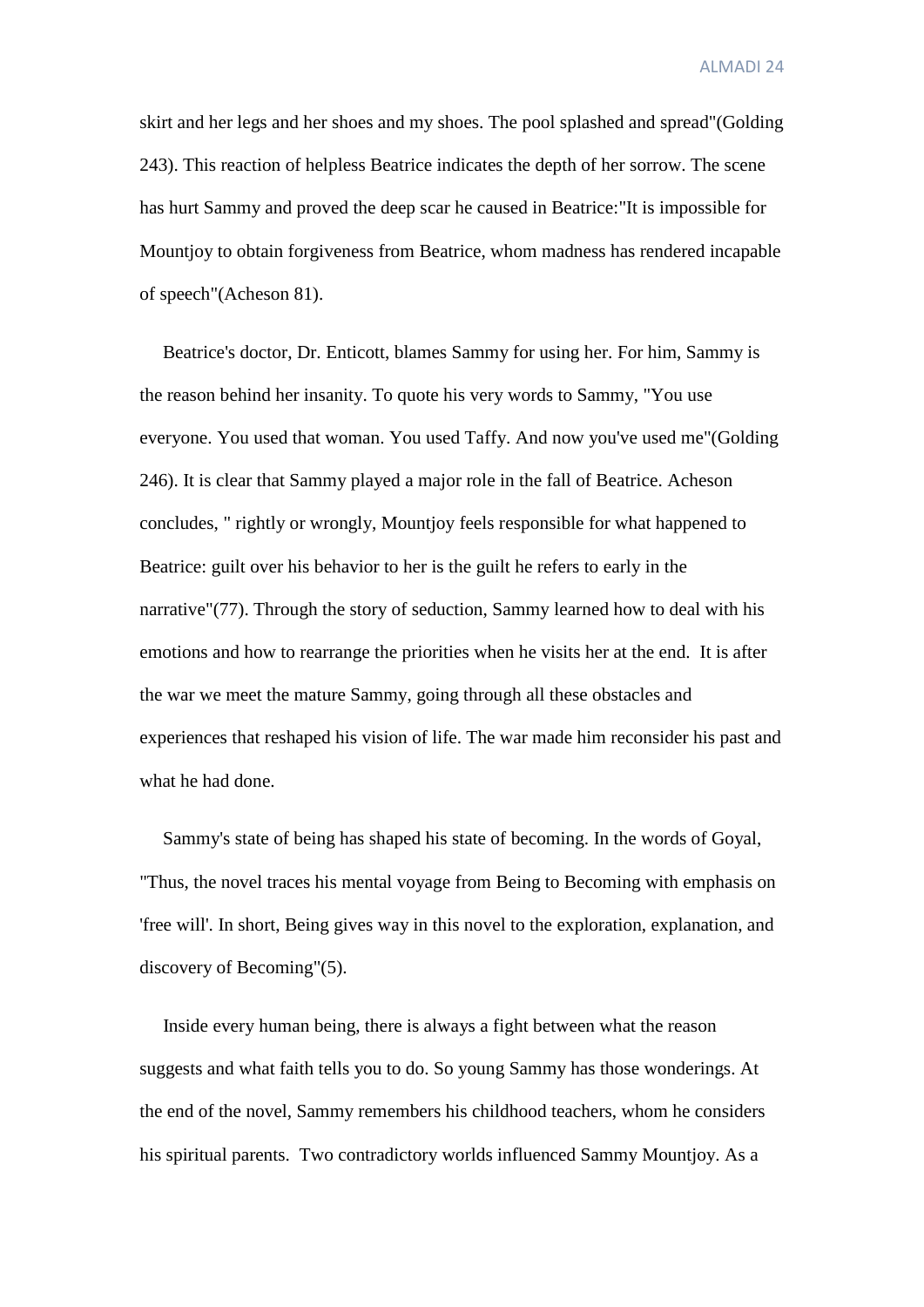skirt and her legs and her shoes and my shoes. The pool splashed and spread"(Golding 243). This reaction of helpless Beatrice indicates the depth of her sorrow. The scene has hurt Sammy and proved the deep scar he caused in Beatrice:"It is impossible for Mountjoy to obtain forgiveness from Beatrice, whom madness has rendered incapable of speech"(Acheson 81).

Beatrice's doctor, Dr. Enticott, blames Sammy for using her. For him, Sammy is the reason behind her insanity. To quote his very words to Sammy, "You use everyone. You used that woman. You used Taffy. And now you've used me"(Golding 246). It is clear that Sammy played a major role in the fall of Beatrice. Acheson concludes, " rightly or wrongly, Mountjoy feels responsible for what happened to Beatrice: guilt over his behavior to her is the guilt he refers to early in the narrative"(77). Through the story of seduction, Sammy learned how to deal with his emotions and how to rearrange the priorities when he visits her at the end. It is after the war we meet the mature Sammy, going through all these obstacles and experiences that reshaped his vision of life. The war made him reconsider his past and what he had done.

Sammy's state of being has shaped his state of becoming. In the words of Goyal, "Thus, the novel traces his mental voyage from Being to Becoming with emphasis on 'free will'. In short, Being gives way in this novel to the exploration, explanation, and discovery of Becoming"(5).

Inside every human being, there is always a fight between what the reason suggests and what faith tells you to do. So young Sammy has those wonderings. At the end of the novel, Sammy remembers his childhood teachers, whom he considers his spiritual parents. Two contradictory worlds influenced Sammy Mountjoy. As a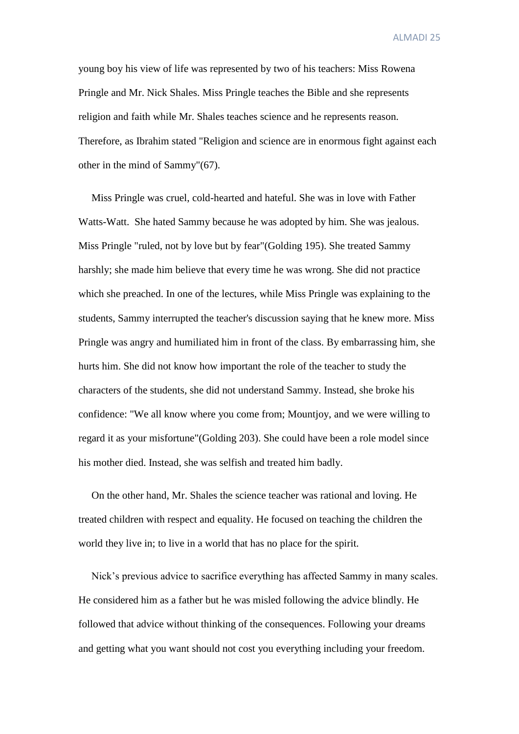young boy his view of life was represented by two of his teachers: Miss Rowena Pringle and Mr. Nick Shales. Miss Pringle teaches the Bible and she represents religion and faith while Mr. Shales teaches science and he represents reason. Therefore, as Ibrahim stated "Religion and science are in enormous fight against each other in the mind of Sammy"(67).

Miss Pringle was cruel, cold-hearted and hateful. She was in love with Father Watts-Watt. She hated Sammy because he was adopted by him. She was jealous. Miss Pringle "ruled, not by love but by fear"(Golding 195). She treated Sammy harshly; she made him believe that every time he was wrong. She did not practice which she preached. In one of the lectures, while Miss Pringle was explaining to the students, Sammy interrupted the teacher's discussion saying that he knew more. Miss Pringle was angry and humiliated him in front of the class. By embarrassing him, she hurts him. She did not know how important the role of the teacher to study the characters of the students, she did not understand Sammy. Instead, she broke his confidence: "We all know where you come from; Mountjoy, and we were willing to regard it as your misfortune"(Golding 203). She could have been a role model since his mother died. Instead, she was selfish and treated him badly.

On the other hand, Mr. Shales the science teacher was rational and loving. He treated children with respect and equality. He focused on teaching the children the world they live in; to live in a world that has no place for the spirit.

Nick's previous advice to sacrifice everything has affected Sammy in many scales. He considered him as a father but he was misled following the advice blindly. He followed that advice without thinking of the consequences. Following your dreams and getting what you want should not cost you everything including your freedom.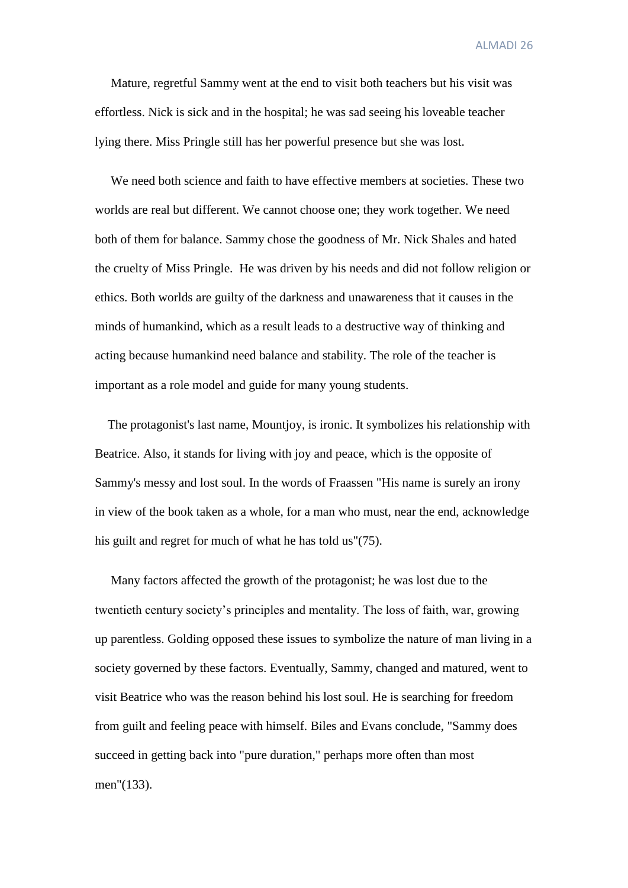Mature, regretful Sammy went at the end to visit both teachers but his visit was effortless. Nick is sick and in the hospital; he was sad seeing his loveable teacher lying there. Miss Pringle still has her powerful presence but she was lost.

We need both science and faith to have effective members at societies. These two worlds are real but different. We cannot choose one; they work together. We need both of them for balance. Sammy chose the goodness of Mr. Nick Shales and hated the cruelty of Miss Pringle. He was driven by his needs and did not follow religion or ethics. Both worlds are guilty of the darkness and unawareness that it causes in the minds of humankind, which as a result leads to a destructive way of thinking and acting because humankind need balance and stability. The role of the teacher is important as a role model and guide for many young students.

The protagonist's last name, Mountjoy, is ironic. It symbolizes his relationship with Beatrice. Also, it stands for living with joy and peace, which is the opposite of Sammy's messy and lost soul. In the words of Fraassen "His name is surely an irony in view of the book taken as a whole, for a man who must, near the end, acknowledge his guilt and regret for much of what he has told us"(75).

Many factors affected the growth of the protagonist; he was lost due to the twentieth century society's principles and mentality. The loss of faith, war, growing up parentless. Golding opposed these issues to symbolize the nature of man living in a society governed by these factors. Eventually, Sammy, changed and matured, went to visit Beatrice who was the reason behind his lost soul. He is searching for freedom from guilt and feeling peace with himself. Biles and Evans conclude, "Sammy does succeed in getting back into "pure duration," perhaps more often than most men"(133).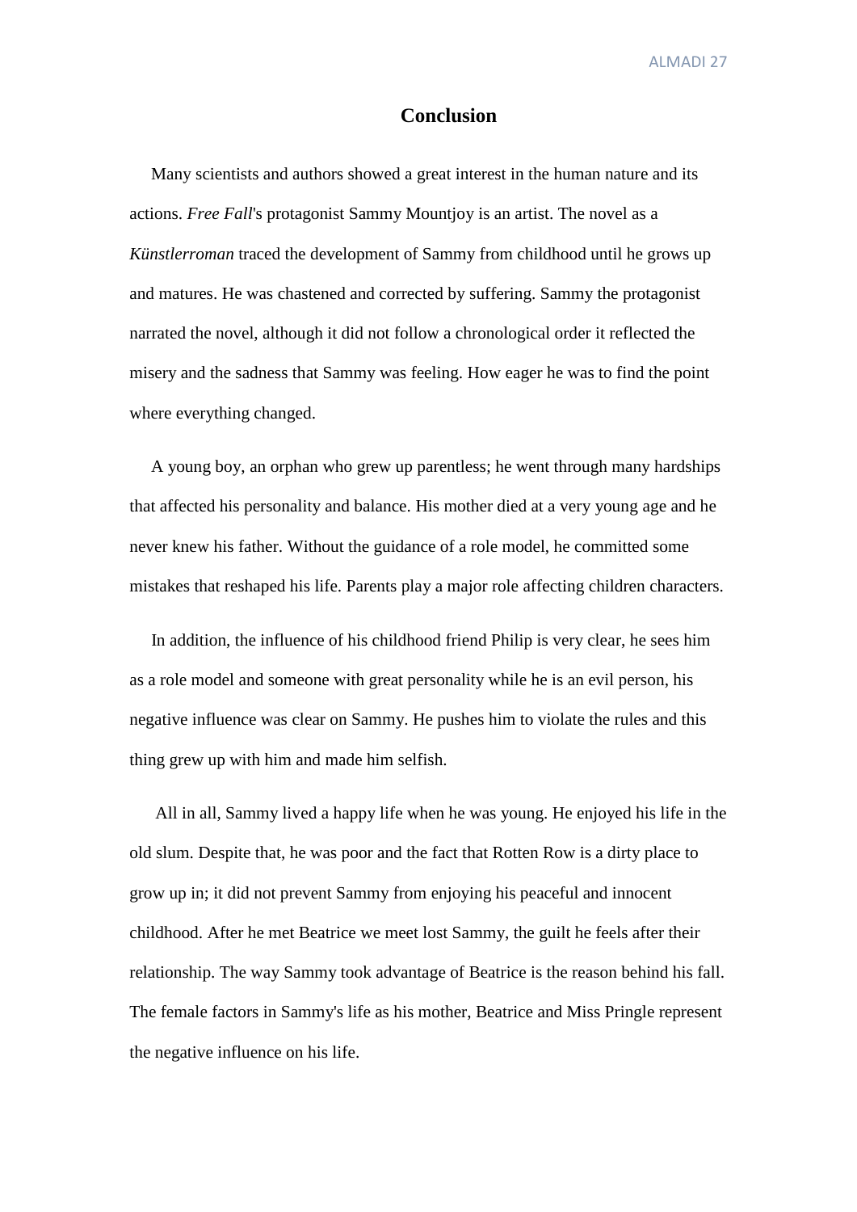# Conclusion

Many scientists and authors showed a great interest in the human nature and its actions. *Free Fall*'s protagonist Sammy Mountjoy is an artist. The novel as a *Künstlerroman* traced the development of Sammy from childhood until he grows up and matures. He was chastened and corrected by suffering. Sammy the protagonist narrated the novel, although it did not follow a chronological order it reflected the misery and the sadness that Sammy was feeling. How eager he was to find the point where everything changed.

A young boy, an orphan who grew up parentless; he went through many hardships that affected his personality and balance. His mother died at a very young age and he never knew his father. Without the guidance of a role model, he committed some mistakes that reshaped his life. Parents play a major role affecting children characters.

In addition, the influence of his childhood friend Philip is very clear, he sees him as a role model and someone with great personality while he is an evil person, his negative influence was clear on Sammy. He pushes him to violate the rules and this thing grew up with him and made him selfish.

All in all, Sammy lived a happy life when he was young. He enjoyed his life in the old slum. Despite that, he was poor and the fact that Rotten Row is a dirty place to grow up in; it did not prevent Sammy from enjoying his peaceful and innocent childhood. After he met Beatrice we meet lost Sammy, the guilt he feels after their relationship. The way Sammy took advantage of Beatrice is the reason behind his fall. The female factors in Sammy's life as his mother, Beatrice and Miss Pringle represent the negative influence on his life.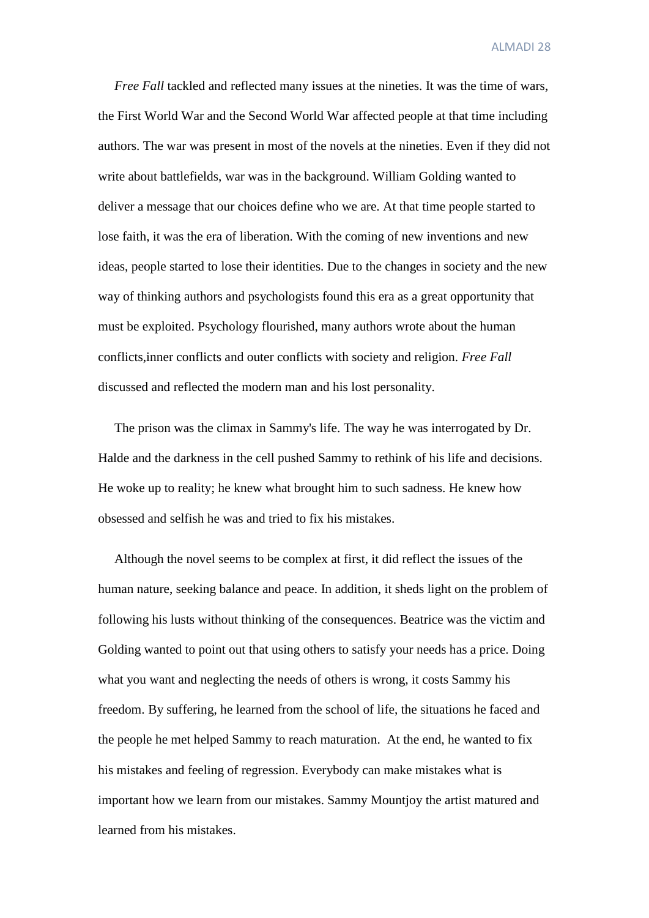*Free Fall* tackled and reflected many issues at the nineties. It was the time of wars, the First World War and the Second World War affected people at that time including authors. The war was present in most of the novels at the nineties. Even if they did not write about battlefields, war was in the background. William Golding wanted to deliver a message that our choices define who we are. At that time people started to lose faith, it was the era of liberation. With the coming of new inventions and new ideas, people started to lose their identities. Due to the changes in society and the new way of thinking authors and psychologists found this era as a great opportunity that must be exploited. Psychology flourished, many authors wrote about the human conflicts,inner conflicts and outer conflicts with society and religion. *Free Fall* discussed and reflected the modern man and his lost personality.

The prison was the climax in Sammy's life. The way he was interrogated by Dr. Halde and the darkness in the cell pushed Sammy to rethink of his life and decisions. He woke up to reality; he knew what brought him to such sadness. He knew how obsessed and selfish he was and tried to fix his mistakes.

Although the novel seems to be complex at first, it did reflect the issues of the human nature, seeking balance and peace. In addition, it sheds light on the problem of following his lusts without thinking of the consequences. Beatrice was the victim and Golding wanted to point out that using others to satisfy your needs has a price. Doing what you want and neglecting the needs of others is wrong, it costs Sammy his freedom. By suffering, he learned from the school of life, the situations he faced and the people he met helped Sammy to reach maturation. At the end, he wanted to fix his mistakes and feeling of regression. Everybody can make mistakes what is important how we learn from our mistakes. Sammy Mountjoy the artist matured and learned from his mistakes.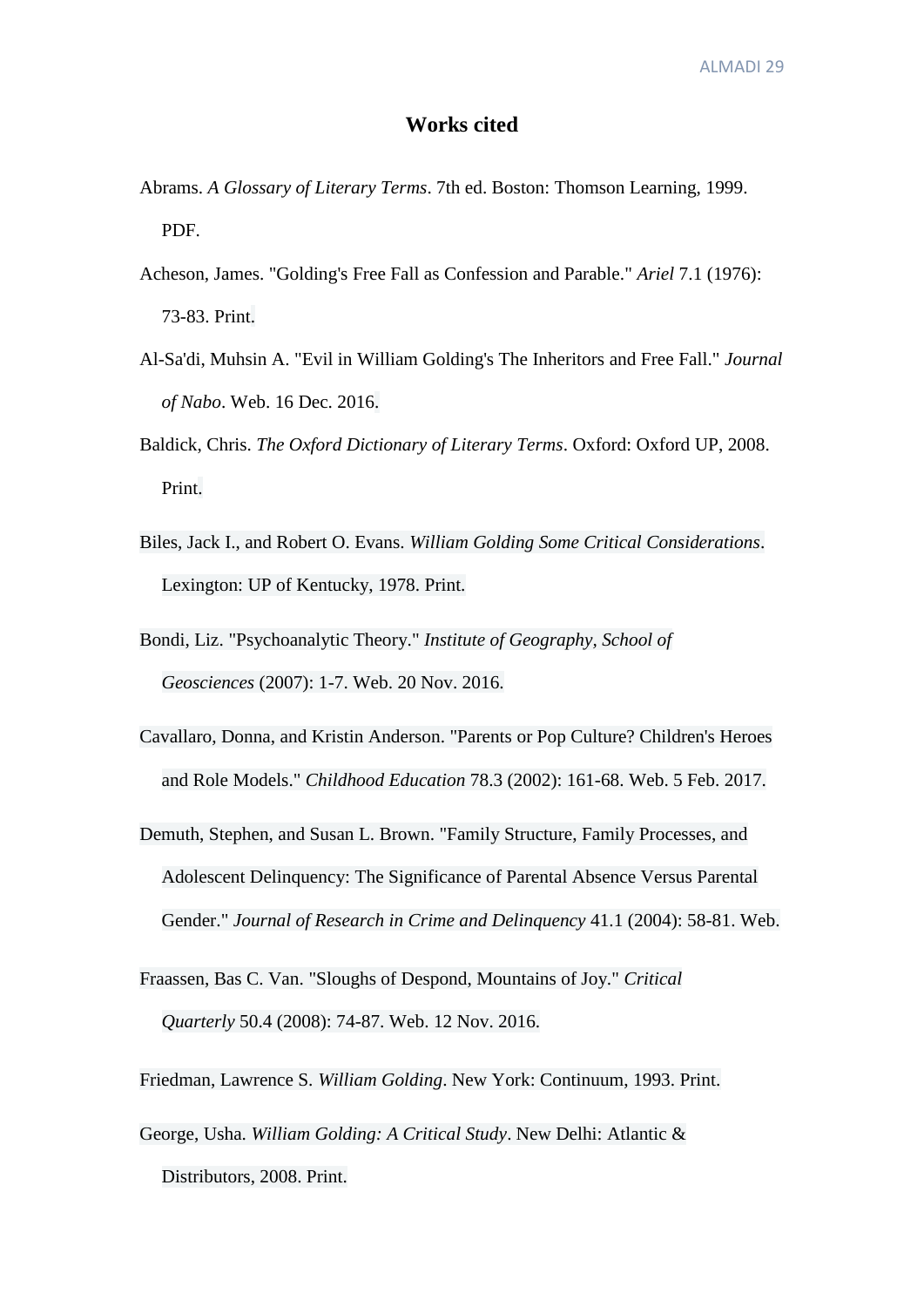# Works cited

Abrams. *A Glossary of Literary Terms*. 7th ed. Boston: Thomson Learning, 1999. PDF.

Acheson, James. "Golding's Free Fall as Confession and Parable." *Ariel* 7.1 (1976): 73-83. Print.

Al-Sa'di, Muhsin A. "Evil in William Golding's The Inheritors and Free Fall." *Journal of Nabo*. Web. 16 Dec. 2016.

Baldick, Chris. *The Oxford Dictionary of Literary Terms*. Oxford: Oxford UP, 2008. Print.

Biles, Jack I., and Robert O. Evans. *William Golding Some Critical Considerations*. Lexington: UP of Kentucky, 1978. Print.

Bondi, Liz. "Psychoanalytic Theory." *Institute of Geography, School of Geosciences* (2007): 1-7. Web. 20 Nov. 2016.

Cavallaro, Donna, and Kristin Anderson. "Parents or Pop Culture? Children's Heroes and Role Models." *Childhood Education* 78.3 (2002): 161-68. Web. 5 Feb. 2017.

Demuth, Stephen, and Susan L. Brown. "Family Structure, Family Processes, and Adolescent Delinquency: The Significance of Parental Absence Versus Parental Gender." *Journal of Research in Crime and Delinquency* 41.1 (2004): 58-81. Web.

Fraassen, Bas C. Van. "Sloughs of Despond, Mountains of Joy." *Critical Quarterly* 50.4 (2008): 74-87. Web. 12 Nov. 2016.

Friedman, Lawrence S. *William Golding*. New York: Continuum, 1993. Print.

George, Usha. *William Golding: A Critical Study*. New Delhi: Atlantic & Distributors, 2008. Print.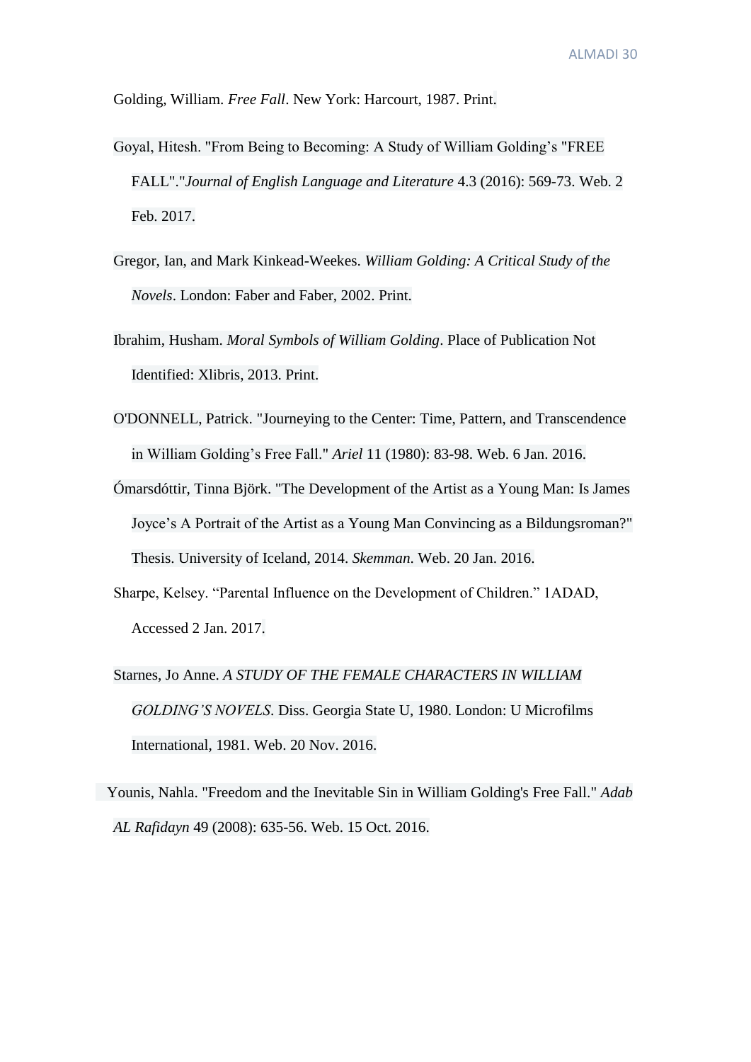Golding, William. *Free Fall*. New York: Harcourt, 1987. Print.

Goyal, Hitesh. "From Being to Becoming: A Study of William Golding's "FREE FALL"."*Journal of English Language and Literature* 4.3 (2016): 569-73. Web. 2 Feb. 2017.

Gregor, Ian, and Mark Kinkead-Weekes. *William Golding: A Critical Study of the Novels*. London: Faber and Faber, 2002. Print.

Ibrahim, Husham. *Moral Symbols of William Golding*. Place of Publication Not Identified: Xlibris, 2013. Print.

O'DONNELL, Patrick. "Journeying to the Center: Time, Pattern, and Transcendence in William Golding's Free Fall." *Ariel* 11 (1980): 83-98. Web. 6 Jan. 2016.

Ómarsdóttir, Tinna Björk. "The Development of the Artist as a Young Man: Is James Joyce's A Portrait of the Artist as a Young Man Convincing as a Bildungsroman?" Thesis. University of Iceland, 2014. *Skemman*. Web. 20 Jan. 2016.

Sharpe, Kelsey. "Parental Influence on the Development of Children." 1ADAD, Accessed 2 Jan. 2017.

Starnes, Jo Anne. *A STUDY OF THE FEMALE CHARACTERS IN WILLIAM GOLDING'S NOVELS*. Diss. Georgia State U, 1980. London: U Microfilms International, 1981. Web. 20 Nov. 2016.

Younis, Nahla. "Freedom and the Inevitable Sin in William Golding's Free Fall." *Adab AL Rafidayn* 49 (2008): 635-56. Web. 15 Oct. 2016.